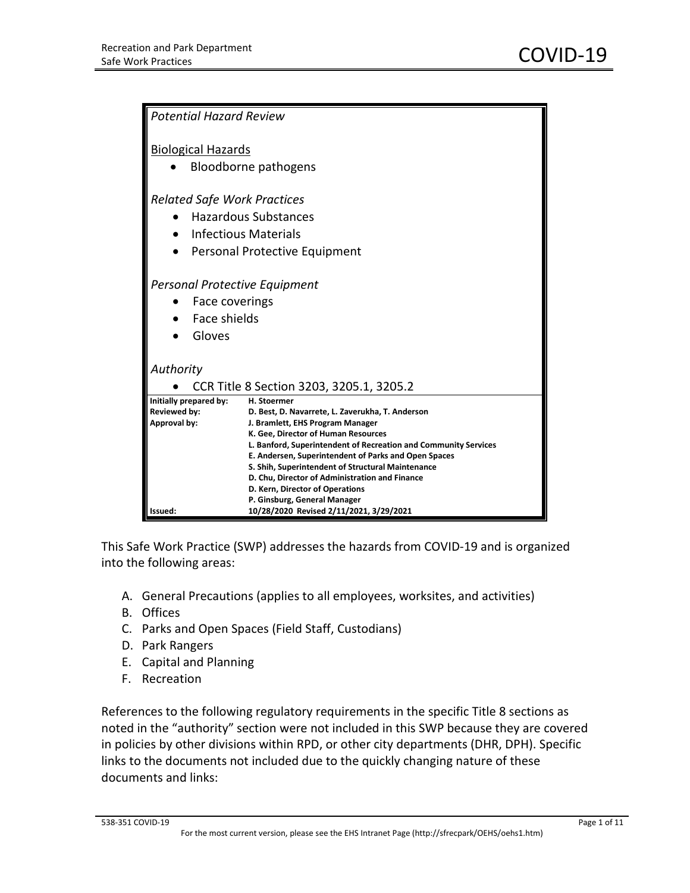*Potential Hazard Review*

Biological Hazards

- Bloodborne pathogens

*Related Safe Work Practices*

- Hazardous Substances
- Infectious Materials
- Personal Protective Equipment

*Personal Protective Equipment*

- Face coverings
- Face shields
- Gloves

*Authority*

- CCR Title 8 Section 3203, 3205.1, 3205.2

| | |
|---|---|
| **Initially prepared by:** | **H. Stoermer** |
| **Reviewed by:** | **D. Best, D. Navarrete, L. Zaverukha, T. Anderson** |
| **Approval by:** | **J. Bramlett, EHS Program Manager** |
| | **K. Gee, Director of Human Resources** |
| | **L. Banford, Superintendent of Recreation and Community Services** |
| | **E. Andersen, Superintendent of Parks and Open Spaces** |
| | **S. Shih, Superintendent of Structural Maintenance** |
| | **D. Chu, Director of Administration and Finance** |
| | **D. Kern, Director of Operations** |
| | **P. Ginsburg, General Manager** |
| **Issued:** | **10/28/2020 Revised 2/11/2021, 3/29/2021** |

This Safe Work Practice (SWP) addresses the hazards from COVID-19 and is organized into the following areas:

A. General Precautions (applies to all employees, worksites, and activities)
B. Offices
C. Parks and Open Spaces (Field Staff, Custodians)
D. Park Rangers
E. Capital and Planning
F. Recreation

References to the following regulatory requirements in the specific Title 8 sections as noted in the "authority" section were not included in this SWP because they are covered in policies by other divisions within RPD, or other city departments (DHR, DPH). Specific links to the documents not included due to the quickly changing nature of these documents and links: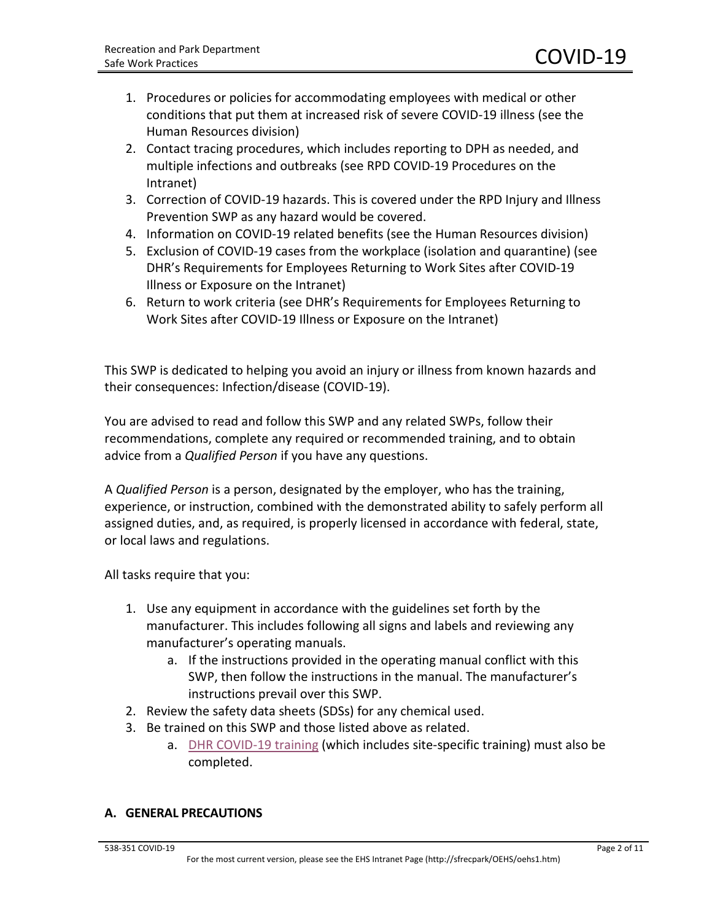1. Procedures or policies for accommodating employees with medical or other conditions that put them at increased risk of severe COVID-19 illness (see the Human Resources division)
2. Contact tracing procedures, which includes reporting to DPH as needed, and multiple infections and outbreaks (see RPD COVID-19 Procedures on the Intranet)
3. Correction of COVID-19 hazards. This is covered under the RPD Injury and Illness Prevention SWP as any hazard would be covered.
4. Information on COVID-19 related benefits (see the Human Resources division)
5. Exclusion of COVID-19 cases from the workplace (isolation and quarantine) (see DHR's Requirements for Employees Returning to Work Sites after COVID-19 Illness or Exposure on the Intranet)
6. Return to work criteria (see DHR's Requirements for Employees Returning to Work Sites after COVID-19 Illness or Exposure on the Intranet)

This SWP is dedicated to helping you avoid an injury or illness from known hazards and their consequences: Infection/disease (COVID-19).

You are advised to read and follow this SWP and any related SWPs, follow their recommendations, complete any required or recommended training, and to obtain advice from a *Qualified Person* if you have any questions.

A *Qualified Person* is a person, designated by the employer, who has the training, experience, or instruction, combined with the demonstrated ability to safely perform all assigned duties, and, as required, is properly licensed in accordance with federal, state, or local laws and regulations.

All tasks require that you:

1. Use any equipment in accordance with the guidelines set forth by the manufacturer. This includes following all signs and labels and reviewing any manufacturer's operating manuals.
   a. If the instructions provided in the operating manual conflict with this SWP, then follow the instructions in the manual. The manufacturer's instructions prevail over this SWP.
2. Review the safety data sheets (SDSs) for any chemical used.
3. Be trained on this SWP and those listed above as related.
   a. DHR COVID-19 training (which includes site-specific training) must also be completed.

## A. GENERAL PRECAUTIONS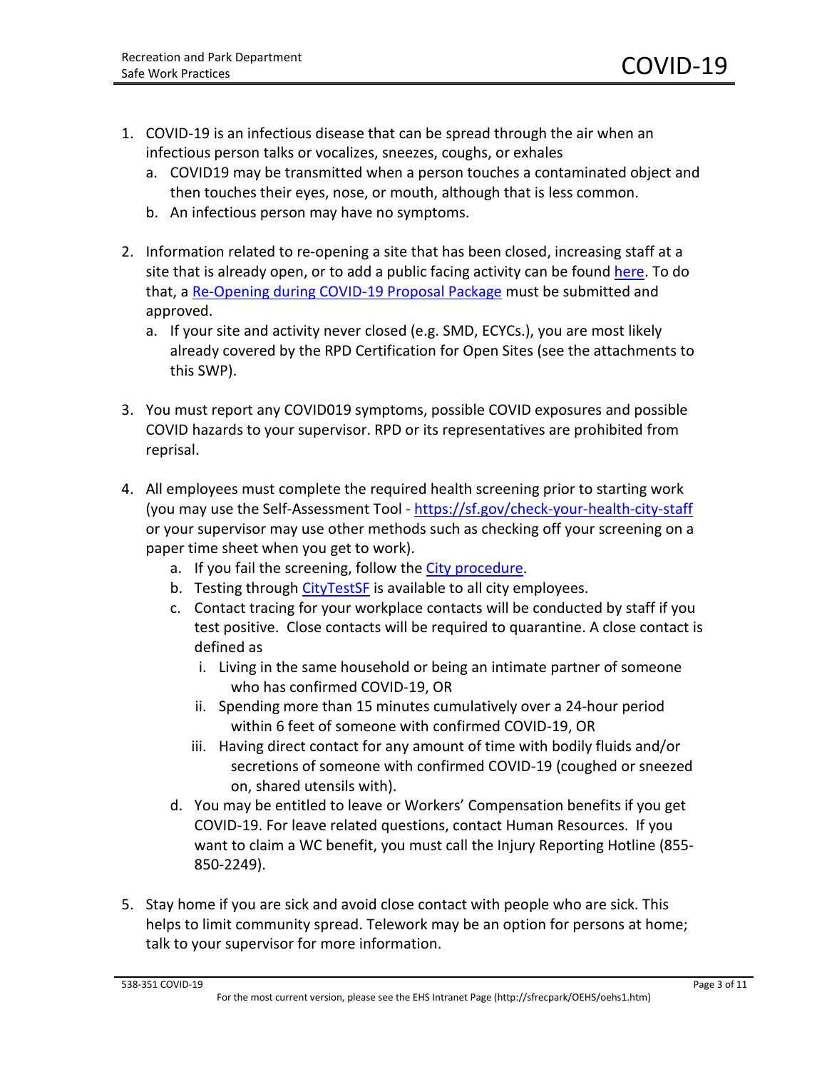1. COVID-19 is an infectious disease that can be spread through the air when an infectious person talks or vocalizes, sneezes, coughs, or exhales
   a. COVID19 may be transmitted when a person touches a contaminated object and then touches their eyes, nose, or mouth, although that is less common.
   b. An infectious person may have no symptoms.

2. Information related to re-opening a site that has been closed, increasing staff at a site that is already open, or to add a public facing activity can be found [here](). To do that, a [Re-Opening during COVID-19 Proposal Package]() must be submitted and approved.
   a. If your site and activity never closed (e.g. SMD, ECYCs.), you are most likely already covered by the RPD Certification for Open Sites (see the attachments to this SWP).

3. You must report any COVID019 symptoms, possible COVID exposures and possible COVID hazards to your supervisor. RPD or its representatives are prohibited from reprisal.

4. All employees must complete the required health screening prior to starting work (you may use the Self-Assessment Tool - https://sf.gov/check-your-health-city-staff or your supervisor may use other methods such as checking off your screening on a paper time sheet when you get to work).
   a. If you fail the screening, follow the [City procedure]().
   b. Testing through [CityTestSF]() is available to all city employees.
   c. Contact tracing for your workplace contacts will be conducted by staff if you test positive. Close contacts will be required to quarantine. A close contact is defined as
      i. Living in the same household or being an intimate partner of someone who has confirmed COVID-19, OR
      ii. Spending more than 15 minutes cumulatively over a 24-hour period within 6 feet of someone with confirmed COVID-19, OR
      iii. Having direct contact for any amount of time with bodily fluids and/or secretions of someone with confirmed COVID-19 (coughed or sneezed on, shared utensils with).
   d. You may be entitled to leave or Workers' Compensation benefits if you get COVID-19. For leave related questions, contact Human Resources. If you want to claim a WC benefit, you must call the Injury Reporting Hotline (855-850-2249).

5. Stay home if you are sick and avoid close contact with people who are sick. This helps to limit community spread. Telework may be an option for persons at home; talk to your supervisor for more information.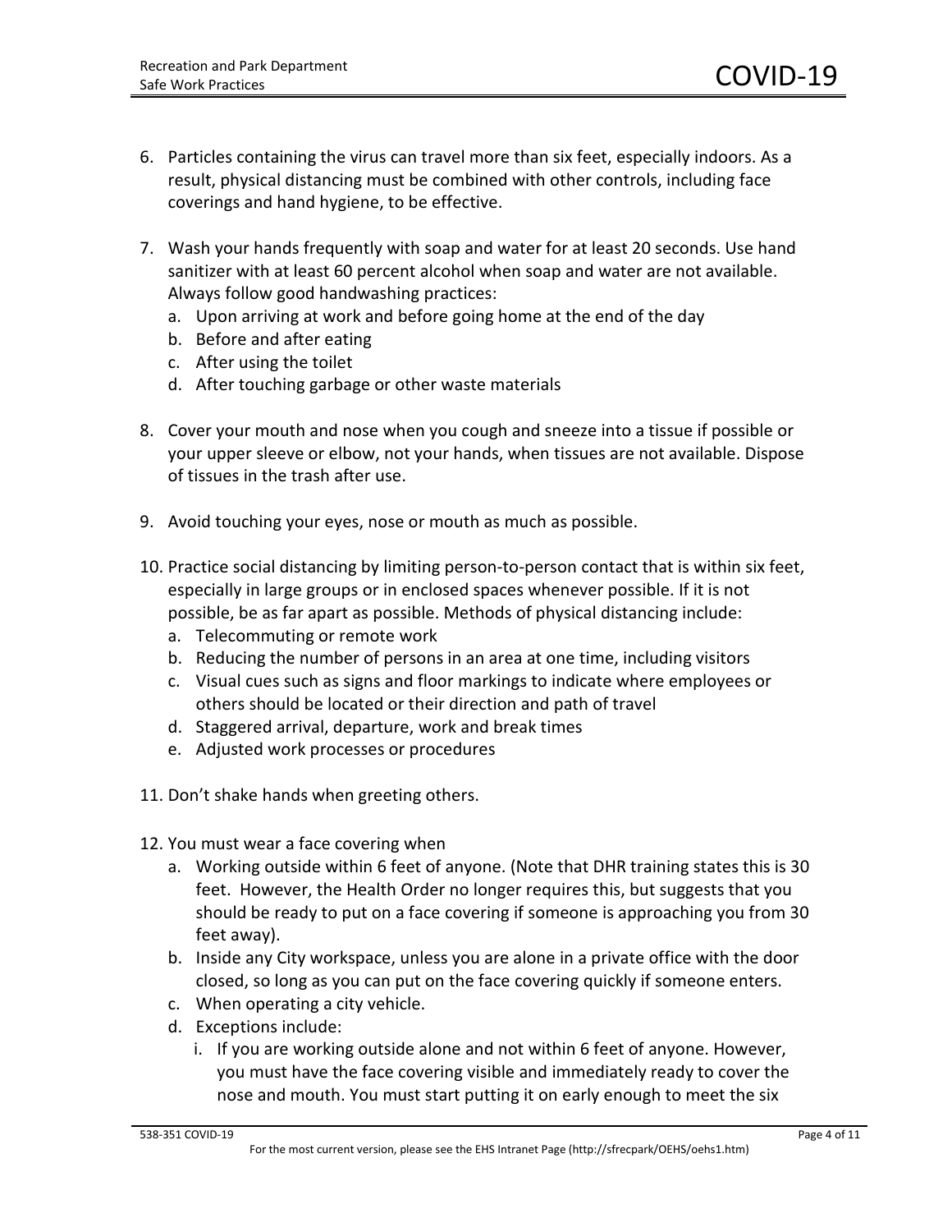6. Particles containing the virus can travel more than six feet, especially indoors. As a result, physical distancing must be combined with other controls, including face coverings and hand hygiene, to be effective.

7. Wash your hands frequently with soap and water for at least 20 seconds. Use hand sanitizer with at least 60 percent alcohol when soap and water are not available. Always follow good handwashing practices:
   a. Upon arriving at work and before going home at the end of the day
   b. Before and after eating
   c. After using the toilet
   d. After touching garbage or other waste materials

8. Cover your mouth and nose when you cough and sneeze into a tissue if possible or your upper sleeve or elbow, not your hands, when tissues are not available. Dispose of tissues in the trash after use.

9. Avoid touching your eyes, nose or mouth as much as possible.

10. Practice social distancing by limiting person-to-person contact that is within six feet, especially in large groups or in enclosed spaces whenever possible. If it is not possible, be as far apart as possible. Methods of physical distancing include:
    a. Telecommuting or remote work
    b. Reducing the number of persons in an area at one time, including visitors
    c. Visual cues such as signs and floor markings to indicate where employees or others should be located or their direction and path of travel
    d. Staggered arrival, departure, work and break times
    e. Adjusted work processes or procedures

11. Don't shake hands when greeting others.

12. You must wear a face covering when
    a. Working outside within 6 feet of anyone. (Note that DHR training states this is 30 feet. However, the Health Order no longer requires this, but suggests that you should be ready to put on a face covering if someone is approaching you from 30 feet away).
    b. Inside any City workspace, unless you are alone in a private office with the door closed, so long as you can put on the face covering quickly if someone enters.
    c. When operating a city vehicle.
    d. Exceptions include:
       i. If you are working outside alone and not within 6 feet of anyone. However, you must have the face covering visible and immediately ready to cover the nose and mouth. You must start putting it on early enough to meet the six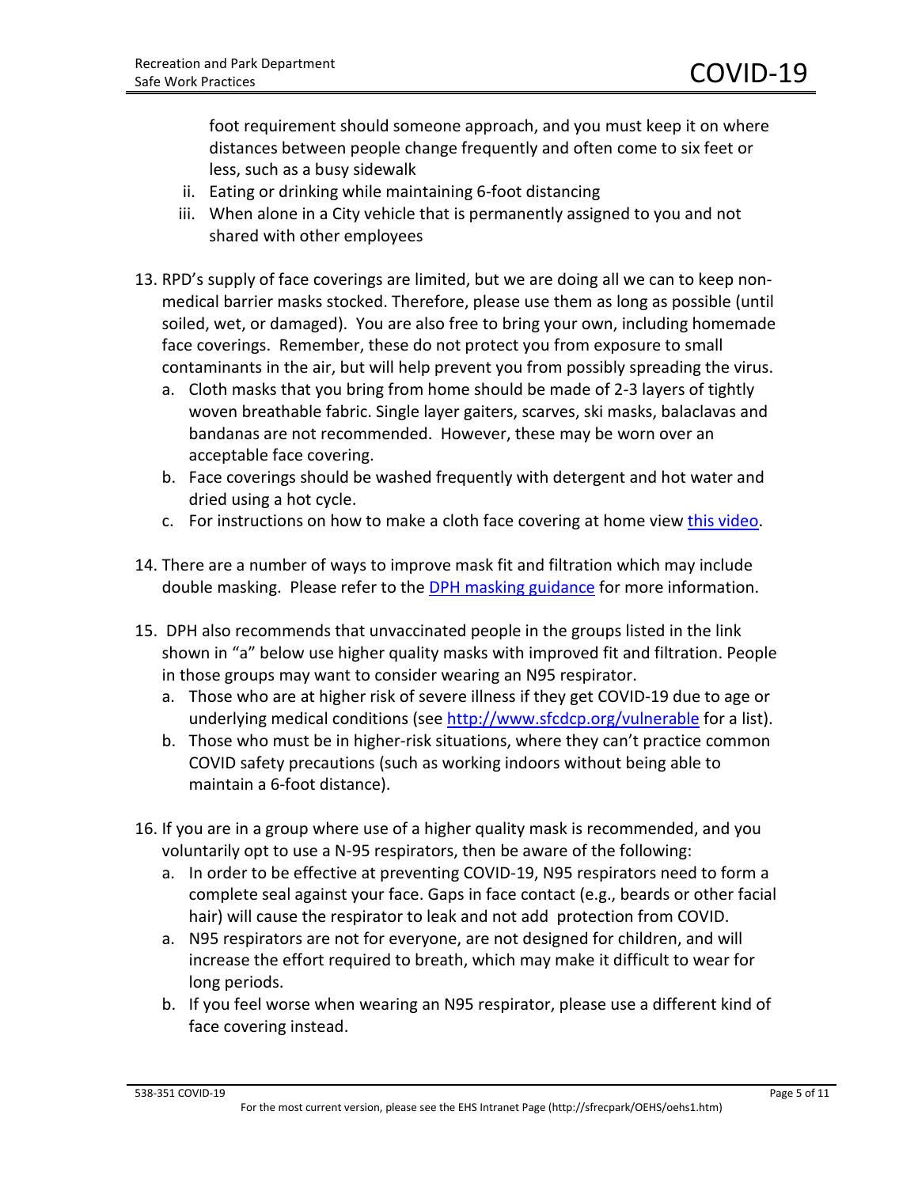foot requirement should someone approach, and you must keep it on where distances between people change frequently and often come to six feet or less, such as a busy sidewalk

   ii. Eating or drinking while maintaining 6-foot distancing
   iii. When alone in a City vehicle that is permanently assigned to you and not shared with other employees

13. RPD's supply of face coverings are limited, but we are doing all we can to keep non-medical barrier masks stocked. Therefore, please use them as long as possible (until soiled, wet, or damaged). You are also free to bring your own, including homemade face coverings. Remember, these do not protect you from exposure to small contaminants in the air, but will help prevent you from possibly spreading the virus.
   a. Cloth masks that you bring from home should be made of 2-3 layers of tightly woven breathable fabric. Single layer gaiters, scarves, ski masks, balaclavas and bandanas are not recommended. However, these may be worn over an acceptable face covering.
   b. Face coverings should be washed frequently with detergent and hot water and dried using a hot cycle.
   c. For instructions on how to make a cloth face covering at home view [this video](#).

14. There are a number of ways to improve mask fit and filtration which may include double masking. Please refer to the [DPH masking guidance](#) for more information.

15. DPH also recommends that unvaccinated people in the groups listed in the link shown in "a" below use higher quality masks with improved fit and filtration. People in those groups may want to consider wearing an N95 respirator.
   a. Those who are at higher risk of severe illness if they get COVID-19 due to age or underlying medical conditions (see http://www.sfcdcp.org/vulnerable for a list).
   b. Those who must be in higher-risk situations, where they can't practice common COVID safety precautions (such as working indoors without being able to maintain a 6-foot distance).

16. If you are in a group where use of a higher quality mask is recommended, and you voluntarily opt to use a N-95 respirators, then be aware of the following:
   a. In order to be effective at preventing COVID-19, N95 respirators need to form a complete seal against your face. Gaps in face contact (e.g., beards or other facial hair) will cause the respirator to leak and not add protection from COVID.
   a. N95 respirators are not for everyone, are not designed for children, and will increase the effort required to breath, which may make it difficult to wear for long periods.
   b. If you feel worse when wearing an N95 respirator, please use a different kind of face covering instead.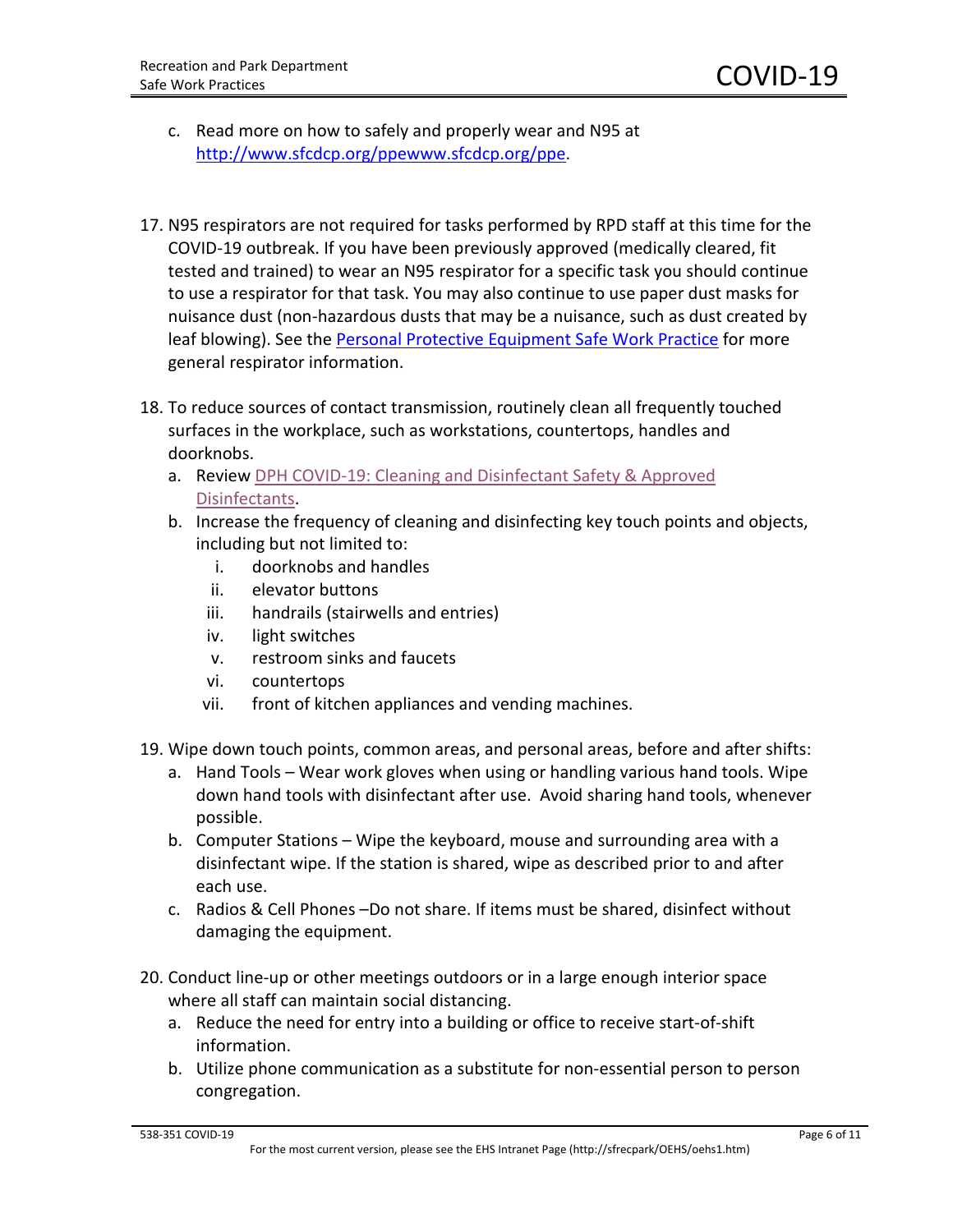c. Read more on how to safely and properly wear and N95 at [http://www.sfcdcp.org/ppewww.sfcdcp.org/ppe](http://www.sfcdcp.org/ppewww.sfcdcp.org/ppe).

17. N95 respirators are not required for tasks performed by RPD staff at this time for the COVID-19 outbreak. If you have been previously approved (medically cleared, fit tested and trained) to wear an N95 respirator for a specific task you should continue to use a respirator for that task. You may also continue to use paper dust masks for nuisance dust (non-hazardous dusts that may be a nuisance, such as dust created by leaf blowing). See the Personal Protective Equipment Safe Work Practice for more general respirator information.

18. To reduce sources of contact transmission, routinely clean all frequently touched surfaces in the workplace, such as workstations, countertops, handles and doorknobs.
    a. Review DPH COVID-19: Cleaning and Disinfectant Safety & Approved Disinfectants.
    b. Increase the frequency of cleaning and disinfecting key touch points and objects, including but not limited to:
        i. doorknobs and handles
        ii. elevator buttons
        iii. handrails (stairwells and entries)
        iv. light switches
        v. restroom sinks and faucets
        vi. countertops
        vii. front of kitchen appliances and vending machines.

19. Wipe down touch points, common areas, and personal areas, before and after shifts:
    a. Hand Tools – Wear work gloves when using or handling various hand tools. Wipe down hand tools with disinfectant after use. Avoid sharing hand tools, whenever possible.
    b. Computer Stations – Wipe the keyboard, mouse and surrounding area with a disinfectant wipe. If the station is shared, wipe as described prior to and after each use.
    c. Radios & Cell Phones –Do not share. If items must be shared, disinfect without damaging the equipment.

20. Conduct line-up or other meetings outdoors or in a large enough interior space where all staff can maintain social distancing.
    a. Reduce the need for entry into a building or office to receive start-of-shift information.
    b. Utilize phone communication as a substitute for non-essential person to person congregation.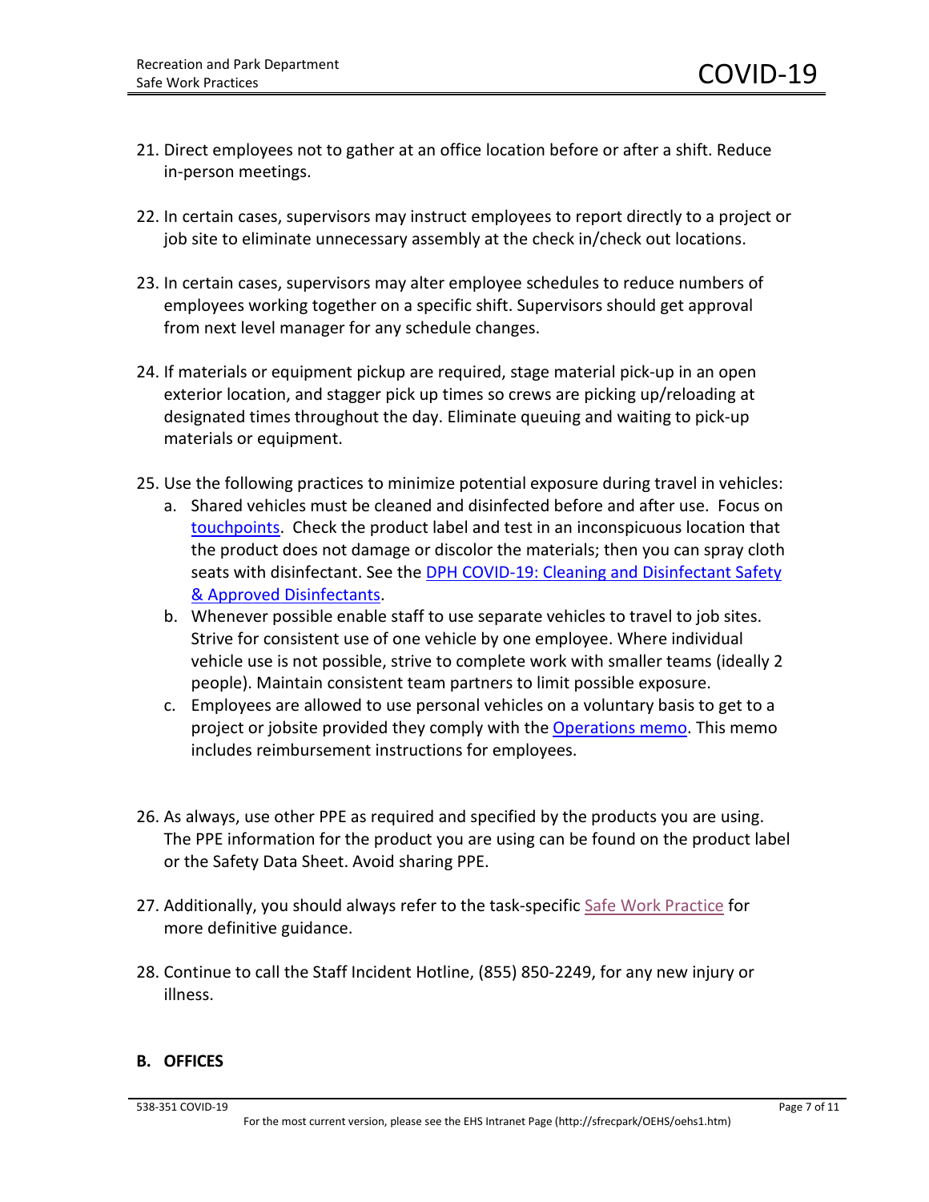21. Direct employees not to gather at an office location before or after a shift. Reduce in-person meetings.

22. In certain cases, supervisors may instruct employees to report directly to a project or job site to eliminate unnecessary assembly at the check in/check out locations.

23. In certain cases, supervisors may alter employee schedules to reduce numbers of employees working together on a specific shift. Supervisors should get approval from next level manager for any schedule changes.

24. If materials or equipment pickup are required, stage material pick-up in an open exterior location, and stagger pick up times so crews are picking up/reloading at designated times throughout the day. Eliminate queuing and waiting to pick-up materials or equipment.

25. Use the following practices to minimize potential exposure during travel in vehicles:
    a. Shared vehicles must be cleaned and disinfected before and after use. Focus on touchpoints. Check the product label and test in an inconspicuous location that the product does not damage or discolor the materials; then you can spray cloth seats with disinfectant. See the DPH COVID-19: Cleaning and Disinfectant Safety & Approved Disinfectants.
    b. Whenever possible enable staff to use separate vehicles to travel to job sites. Strive for consistent use of one vehicle by one employee. Where individual vehicle use is not possible, strive to complete work with smaller teams (ideally 2 people). Maintain consistent team partners to limit possible exposure.
    c. Employees are allowed to use personal vehicles on a voluntary basis to get to a project or jobsite provided they comply with the Operations memo. This memo includes reimbursement instructions for employees.

26. As always, use other PPE as required and specified by the products you are using. The PPE information for the product you are using can be found on the product label or the Safety Data Sheet. Avoid sharing PPE.

27. Additionally, you should always refer to the task-specific Safe Work Practice for more definitive guidance.

28. Continue to call the Staff Incident Hotline, (855) 850-2249, for any new injury or illness.

## B. OFFICES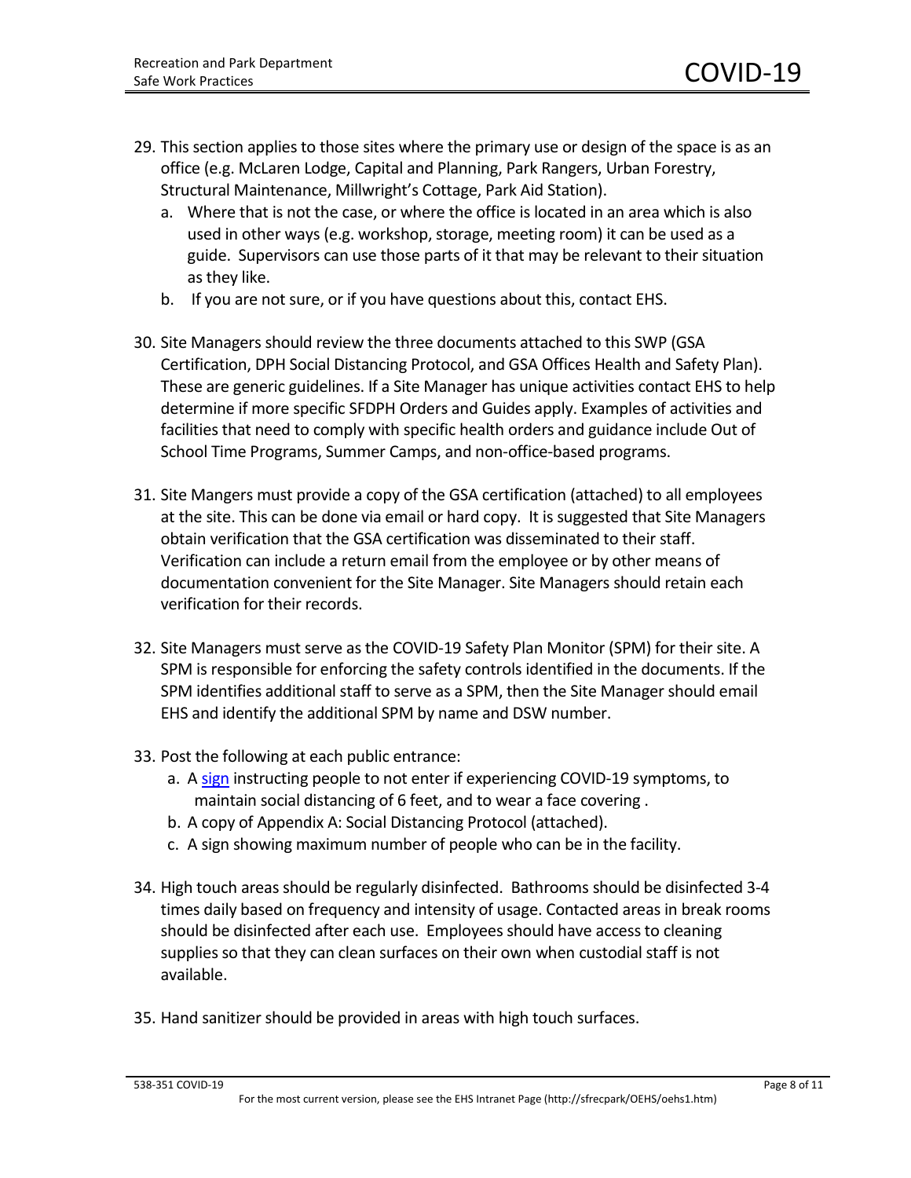29. This section applies to those sites where the primary use or design of the space is as an office (e.g. McLaren Lodge, Capital and Planning, Park Rangers, Urban Forestry, Structural Maintenance, Millwright's Cottage, Park Aid Station).
    a. Where that is not the case, or where the office is located in an area which is also used in other ways (e.g. workshop, storage, meeting room) it can be used as a guide. Supervisors can use those parts of it that may be relevant to their situation as they like.
    b. If you are not sure, or if you have questions about this, contact EHS.

30. Site Managers should review the three documents attached to this SWP (GSA Certification, DPH Social Distancing Protocol, and GSA Offices Health and Safety Plan). These are generic guidelines. If a Site Manager has unique activities contact EHS to help determine if more specific SFDPH Orders and Guides apply. Examples of activities and facilities that need to comply with specific health orders and guidance include Out of School Time Programs, Summer Camps, and non-office-based programs.

31. Site Mangers must provide a copy of the GSA certification (attached) to all employees at the site. This can be done via email or hard copy. It is suggested that Site Managers obtain verification that the GSA certification was disseminated to their staff. Verification can include a return email from the employee or by other means of documentation convenient for the Site Manager. Site Managers should retain each verification for their records.

32. Site Managers must serve as the COVID-19 Safety Plan Monitor (SPM) for their site. A SPM is responsible for enforcing the safety controls identified in the documents. If the SPM identifies additional staff to serve as a SPM, then the Site Manager should email EHS and identify the additional SPM by name and DSW number.

33. Post the following at each public entrance:
    a. A sign instructing people to not enter if experiencing COVID-19 symptoms, to maintain social distancing of 6 feet, and to wear a face covering .
    b. A copy of Appendix A: Social Distancing Protocol (attached).
    c. A sign showing maximum number of people who can be in the facility.

34. High touch areas should be regularly disinfected. Bathrooms should be disinfected 3-4 times daily based on frequency and intensity of usage. Contacted areas in break rooms should be disinfected after each use. Employees should have access to cleaning supplies so that they can clean surfaces on their own when custodial staff is not available.

35. Hand sanitizer should be provided in areas with high touch surfaces.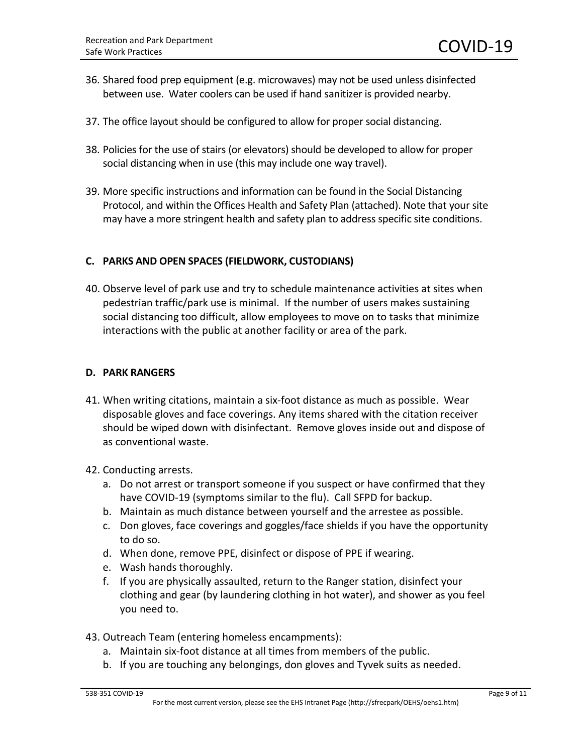36. Shared food prep equipment (e.g. microwaves) may not be used unless disinfected between use. Water coolers can be used if hand sanitizer is provided nearby.

37. The office layout should be configured to allow for proper social distancing.

38. Policies for the use of stairs (or elevators) should be developed to allow for proper social distancing when in use (this may include one way travel).

39. More specific instructions and information can be found in the Social Distancing Protocol, and within the Offices Health and Safety Plan (attached). Note that your site may have a more stringent health and safety plan to address specific site conditions.

### C. PARKS AND OPEN SPACES (FIELDWORK, CUSTODIANS)

40. Observe level of park use and try to schedule maintenance activities at sites when pedestrian traffic/park use is minimal. If the number of users makes sustaining social distancing too difficult, allow employees to move on to tasks that minimize interactions with the public at another facility or area of the park.

### D. PARK RANGERS

41. When writing citations, maintain a six-foot distance as much as possible. Wear disposable gloves and face coverings. Any items shared with the citation receiver should be wiped down with disinfectant. Remove gloves inside out and dispose of as conventional waste.

42. Conducting arrests.
    a. Do not arrest or transport someone if you suspect or have confirmed that they have COVID-19 (symptoms similar to the flu). Call SFPD for backup.
    b. Maintain as much distance between yourself and the arrestee as possible.
    c. Don gloves, face coverings and goggles/face shields if you have the opportunity to do so.
    d. When done, remove PPE, disinfect or dispose of PPE if wearing.
    e. Wash hands thoroughly.
    f. If you are physically assaulted, return to the Ranger station, disinfect your clothing and gear (by laundering clothing in hot water), and shower as you feel you need to.

43. Outreach Team (entering homeless encampments):
    a. Maintain six-foot distance at all times from members of the public.
    b. If you are touching any belongings, don gloves and Tyvek suits as needed.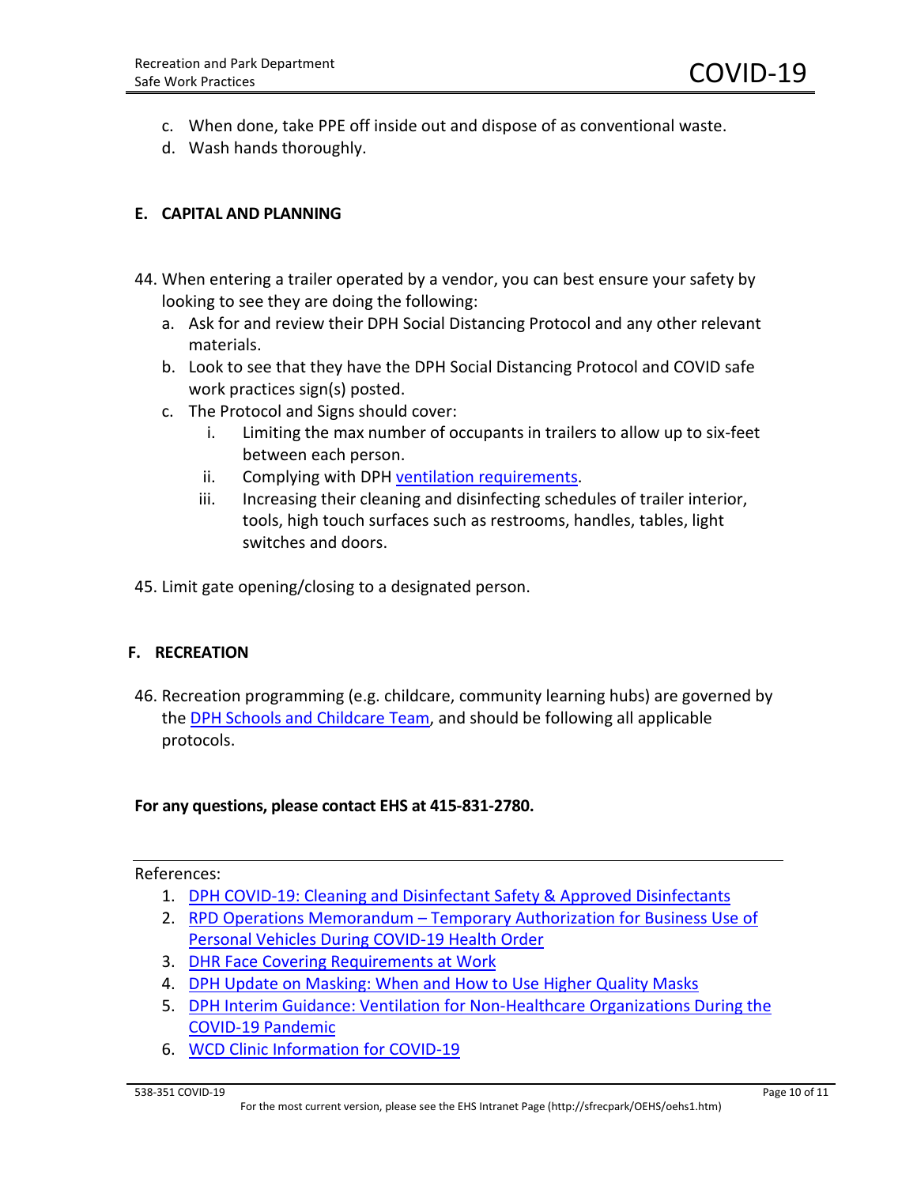c. When done, take PPE off inside out and dispose of as conventional waste.
d. Wash hands thoroughly.

## E. CAPITAL AND PLANNING

44. When entering a trailer operated by a vendor, you can best ensure your safety by looking to see they are doing the following:
    a. Ask for and review their DPH Social Distancing Protocol and any other relevant materials.
    b. Look to see that they have the DPH Social Distancing Protocol and COVID safe work practices sign(s) posted.
    c. The Protocol and Signs should cover:
        i. Limiting the max number of occupants in trailers to allow up to six-feet between each person.
        ii. Complying with DPH ventilation requirements.
        iii. Increasing their cleaning and disinfecting schedules of trailer interior, tools, high touch surfaces such as restrooms, handles, tables, light switches and doors.

45. Limit gate opening/closing to a designated person.

## F. RECREATION

46. Recreation programming (e.g. childcare, community learning hubs) are governed by the DPH Schools and Childcare Team, and should be following all applicable protocols.

**For any questions, please contact EHS at 415-831-2780.**

---

References:

1. DPH COVID-19: Cleaning and Disinfectant Safety & Approved Disinfectants
2. RPD Operations Memorandum – Temporary Authorization for Business Use of Personal Vehicles During COVID-19 Health Order
3. DHR Face Covering Requirements at Work
4. DPH Update on Masking: When and How to Use Higher Quality Masks
5. DPH Interim Guidance: Ventilation for Non-Healthcare Organizations During the COVID-19 Pandemic
6. WCD Clinic Information for COVID-19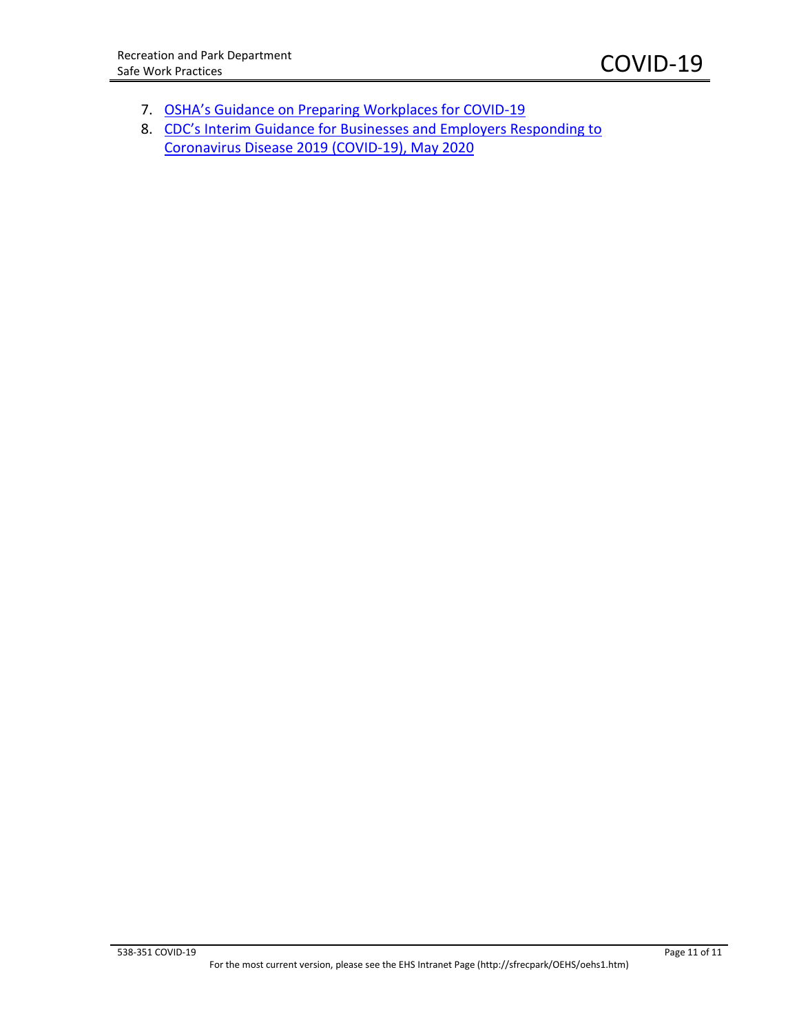7. [OSHA's Guidance on Preparing Workplaces for COVID-19]()
8. [CDC's Interim Guidance for Businesses and Employers Responding to Coronavirus Disease 2019 (COVID-19), May 2020]()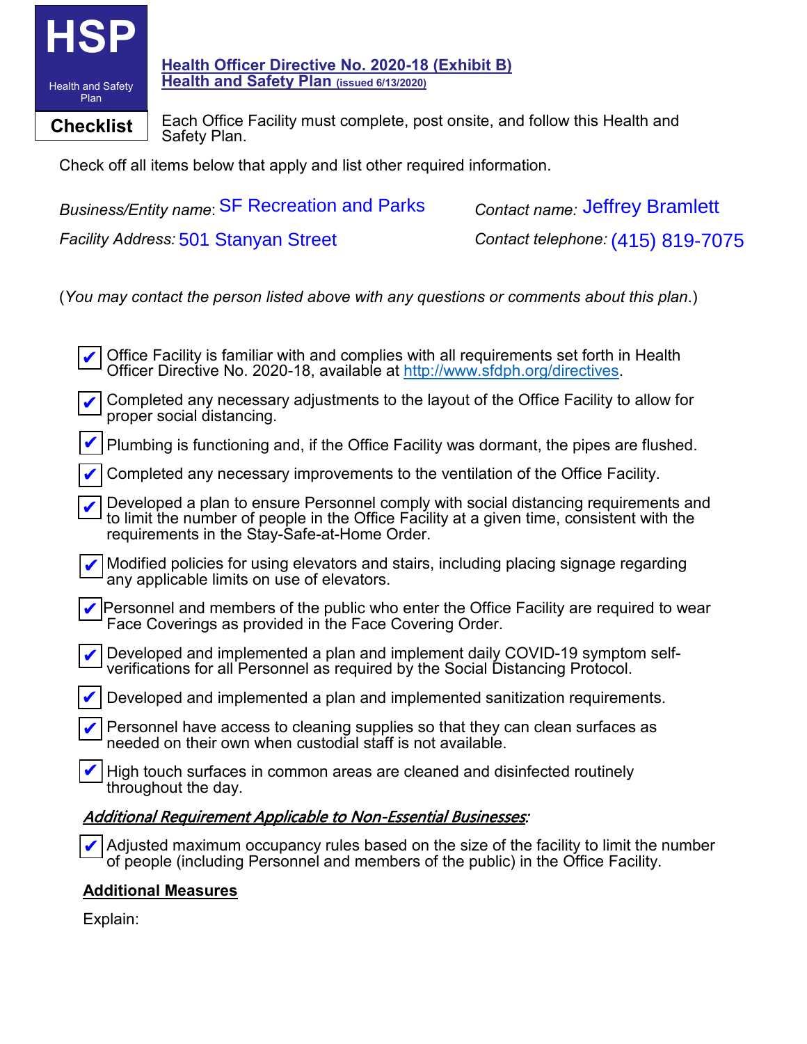**HSP**

Health and Safety Plan

**Checklist**

## [Health Officer Directive No. 2020-18 (Exhibit B)](http://www.sfdph.org/directives)
## [Health and Safety Plan (issued 6/13/2020)](http://www.sfdph.org/directives)

Each Office Facility must complete, post onsite, and follow this Health and Safety Plan.

Check off all items below that apply and list other required information.

*Business/Entity name*: SF Recreation and Parks

*Contact name:* Jeffrey Bramlett

*Facility Address:* 501 Stanyan Street

*Contact telephone:* (415) 819-7075

(*You may contact the person listed above with any questions or comments about this plan*.)

- ✔ Office Facility is familiar with and complies with all requirements set forth in Health Officer Directive No. 2020-18, available at [http://www.sfdph.org/directives](http://www.sfdph.org/directives).
- ✔ Completed any necessary adjustments to the layout of the Office Facility to allow for proper social distancing.
- ✔ Plumbing is functioning and, if the Office Facility was dormant, the pipes are flushed.
- ✔ Completed any necessary improvements to the ventilation of the Office Facility.
- ✔ Developed a plan to ensure Personnel comply with social distancing requirements and to limit the number of people in the Office Facility at a given time, consistent with the requirements in the Stay-Safe-at-Home Order.
- ✔ Modified policies for using elevators and stairs, including placing signage regarding any applicable limits on use of elevators.
- ✔ Personnel and members of the public who enter the Office Facility are required to wear Face Coverings as provided in the Face Covering Order.
- ✔ Developed and implemented a plan and implement daily COVID-19 symptom self-verifications for all Personnel as required by the Social Distancing Protocol.
- ✔ Developed and implemented a plan and implemented sanitization requirements.
- ✔ Personnel have access to cleaning supplies so that they can clean surfaces as needed on their own when custodial staff is not available.
- ✔ High touch surfaces in common areas are cleaned and disinfected routinely throughout the day.

***Additional Requirement Applicable to Non-Essential Businesses*:**

- ✔ Adjusted maximum occupancy rules based on the size of the facility to limit the number of people (including Personnel and members of the public) in the Office Facility.

**Additional Measures**

Explain: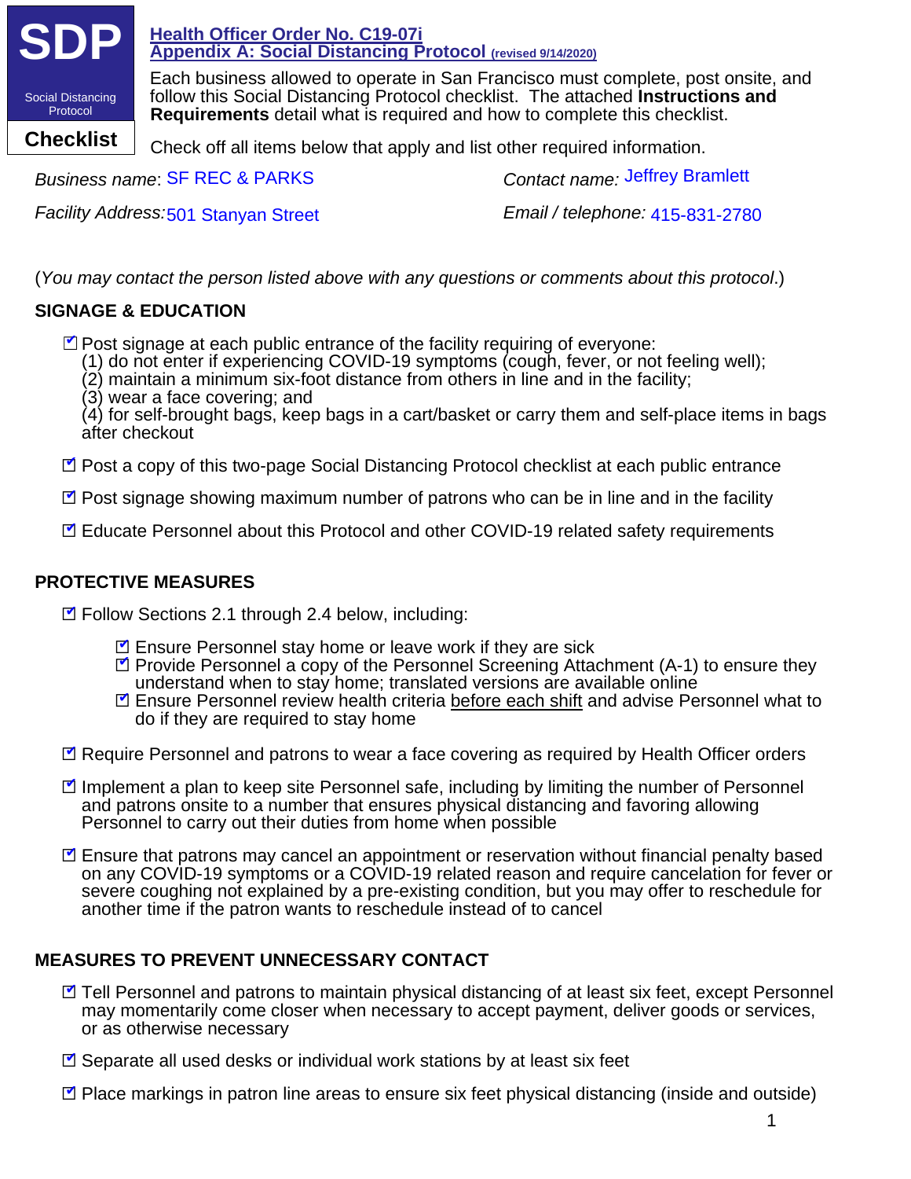**SDP**

Social Distancing Protocol

**Checklist**

## Health Officer Order No. C19-07i
## Appendix A: Social Distancing Protocol (revised 9/14/2020)

Each business allowed to operate in San Francisco must complete, post onsite, and follow this Social Distancing Protocol checklist. The attached **Instructions and Requirements** detail what is required and how to complete this checklist.

Check off all items below that apply and list other required information.

*Business name*: SF REC & PARKS

*Contact name:* Jeffrey Bramlett

*Facility Address:* 501 Stanyan Street

*Email / telephone:* 415-831-2780

(*You may contact the person listed above with any questions or comments about this protocol*.)

### SIGNAGE & EDUCATION

- [x] Post signage at each public entrance of the facility requiring of everyone:
  (1) do not enter if experiencing COVID-19 symptoms (cough, fever, or not feeling well);
  (2) maintain a minimum six-foot distance from others in line and in the facility;
  (3) wear a face covering; and
  (4) for self-brought bags, keep bags in a cart/basket or carry them and self-place items in bags after checkout
- [x] Post a copy of this two-page Social Distancing Protocol checklist at each public entrance
- [x] Post signage showing maximum number of patrons who can be in line and in the facility
- [x] Educate Personnel about this Protocol and other COVID-19 related safety requirements

### PROTECTIVE MEASURES

- [x] Follow Sections 2.1 through 2.4 below, including:
  - [x] Ensure Personnel stay home or leave work if they are sick
  - [x] Provide Personnel a copy of the Personnel Screening Attachment (A-1) to ensure they understand when to stay home; translated versions are available online
  - [x] Ensure Personnel review health criteria before each shift and advise Personnel what to do if they are required to stay home
- [x] Require Personnel and patrons to wear a face covering as required by Health Officer orders
- [x] Implement a plan to keep site Personnel safe, including by limiting the number of Personnel and patrons onsite to a number that ensures physical distancing and favoring allowing Personnel to carry out their duties from home when possible
- [x] Ensure that patrons may cancel an appointment or reservation without financial penalty based on any COVID-19 symptoms or a COVID-19 related reason and require cancelation for fever or severe coughing not explained by a pre-existing condition, but you may offer to reschedule for another time if the patron wants to reschedule instead of to cancel

### MEASURES TO PREVENT UNNECESSARY CONTACT

- [x] Tell Personnel and patrons to maintain physical distancing of at least six feet, except Personnel may momentarily come closer when necessary to accept payment, deliver goods or services, or as otherwise necessary
- [x] Separate all used desks or individual work stations by at least six feet
- [x] Place markings in patron line areas to ensure six feet physical distancing (inside and outside)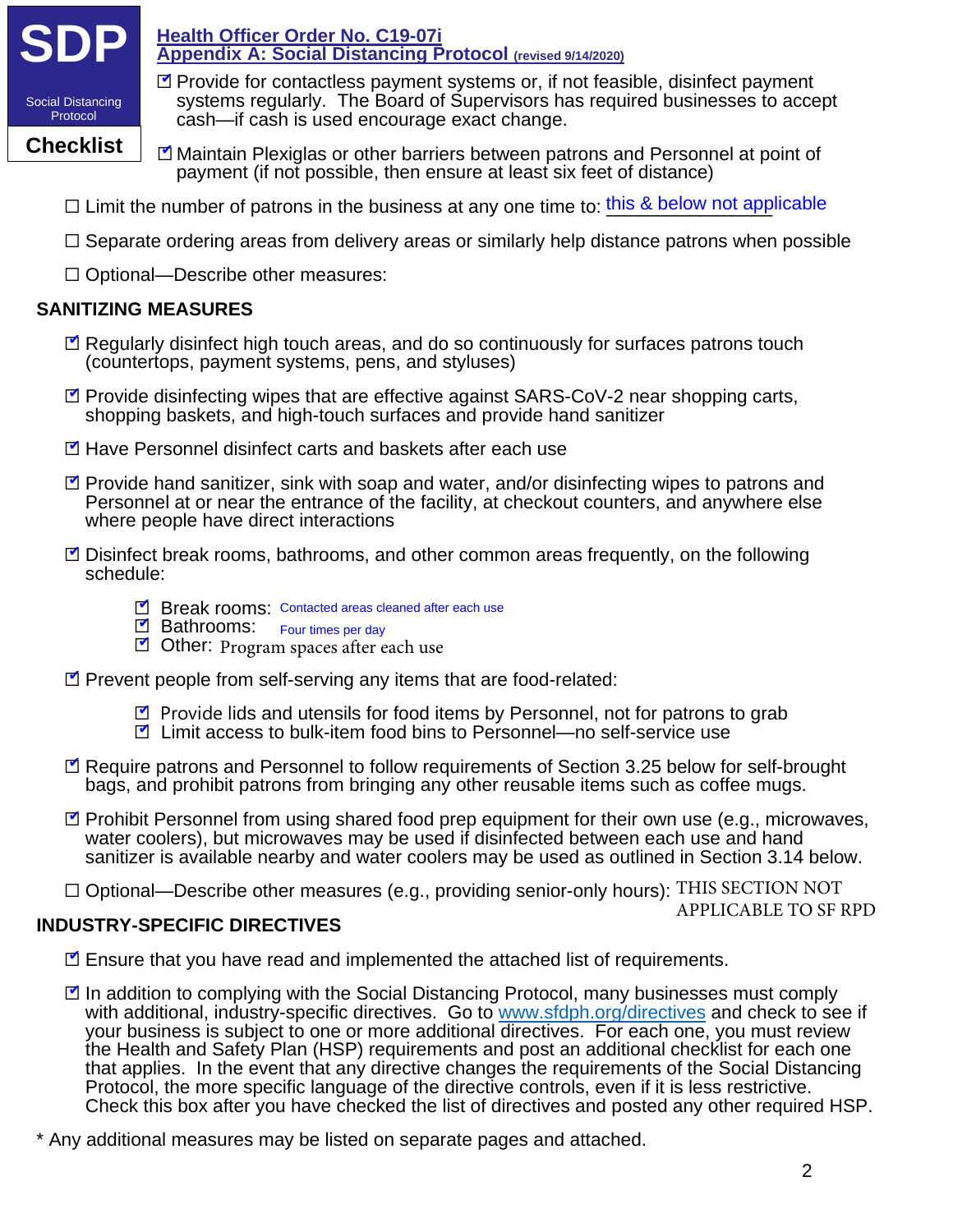SDP

Social Distancing Protocol

**Checklist**

**Health Officer Order No. C19-07i**
**Appendix A: Social Distancing Protocol** (revised 9/14/2020)

☑ Provide for contactless payment systems or, if not feasible, disinfect payment systems regularly. The Board of Supervisors has required businesses to accept cash—if cash is used encourage exact change.

☑ Maintain Plexiglas or other barriers between patrons and Personnel at point of payment (if not possible, then ensure at least six feet of distance)

☐ Limit the number of patrons in the business at any one time to: this & below not applicable

☐ Separate ordering areas from delivery areas or similarly help distance patrons when possible

☐ Optional—Describe other measures:

## SANITIZING MEASURES

☑ Regularly disinfect high touch areas, and do so continuously for surfaces patrons touch (countertops, payment systems, pens, and styluses)

☑ Provide disinfecting wipes that are effective against SARS-CoV-2 near shopping carts, shopping baskets, and high-touch surfaces and provide hand sanitizer

☑ Have Personnel disinfect carts and baskets after each use

☑ Provide hand sanitizer, sink with soap and water, and/or disinfecting wipes to patrons and Personnel at or near the entrance of the facility, at checkout counters, and anywhere else where people have direct interactions

☑ Disinfect break rooms, bathrooms, and other common areas frequently, on the following schedule:

- ☑ Break rooms: Contacted areas cleaned after each use
- ☑ Bathrooms: Four times per day
- ☑ Other: Program spaces after each use

☑ Prevent people from self-serving any items that are food-related:

- ☑ Provide lids and utensils for food items by Personnel, not for patrons to grab
- ☑ Limit access to bulk-item food bins to Personnel—no self-service use

☑ Require patrons and Personnel to follow requirements of Section 3.25 below for self-brought bags, and prohibit patrons from bringing any other reusable items such as coffee mugs.

☑ Prohibit Personnel from using shared food prep equipment for their own use (e.g., microwaves, water coolers), but microwaves may be used if disinfected between each use and hand sanitizer is available nearby and water coolers may be used as outlined in Section 3.14 below.

☐ Optional—Describe other measures (e.g., providing senior-only hours): THIS SECTION NOT APPLICABLE TO SF RPD

## INDUSTRY-SPECIFIC DIRECTIVES

☑ Ensure that you have read and implemented the attached list of requirements.

☑ In addition to complying with the Social Distancing Protocol, many businesses must comply with additional, industry-specific directives. Go to www.sfdph.org/directives and check to see if your business is subject to one or more additional directives. For each one, you must review the Health and Safety Plan (HSP) requirements and post an additional checklist for each one that applies. In the event that any directive changes the requirements of the Social Distancing Protocol, the more specific language of the directive controls, even if it is less restrictive. Check this box after you have checked the list of directives and posted any other required HSP.

* Any additional measures may be listed on separate pages and attached.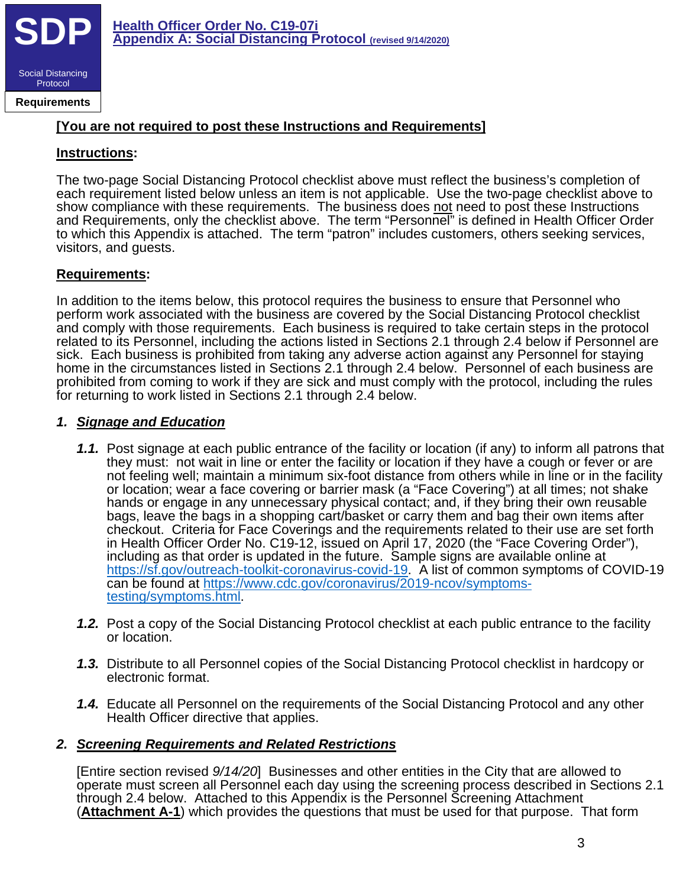**SDP**

Social Distancing Protocol

**Requirements**

**Health Officer Order No. C19-07i**
**Appendix A: Social Distancing Protocol (revised 9/14/2020)**

**[You are not required to post these Instructions and Requirements]**

## Instructions:

The two-page Social Distancing Protocol checklist above must reflect the business's completion of each requirement listed below unless an item is not applicable. Use the two-page checklist above to show compliance with these requirements. The business does not need to post these Instructions and Requirements, only the checklist above. The term "Personnel" is defined in Health Officer Order to which this Appendix is attached. The term "patron" includes customers, others seeking services, visitors, and guests.

## Requirements:

In addition to the items below, this protocol requires the business to ensure that Personnel who perform work associated with the business are covered by the Social Distancing Protocol checklist and comply with those requirements. Each business is required to take certain steps in the protocol related to its Personnel, including the actions listed in Sections 2.1 through 2.4 below if Personnel are sick. Each business is prohibited from taking any adverse action against any Personnel for staying home in the circumstances listed in Sections 2.1 through 2.4 below. Personnel of each business are prohibited from coming to work if they are sick and must comply with the protocol, including the rules for returning to work listed in Sections 2.1 through 2.4 below.

### 1. *Signage and Education*

***1.1.*** Post signage at each public entrance of the facility or location (if any) to inform all patrons that they must: not wait in line or enter the facility or location if they have a cough or fever or are not feeling well; maintain a minimum six-foot distance from others while in line or in the facility or location; wear a face covering or barrier mask (a "Face Covering") at all times; not shake hands or engage in any unnecessary physical contact; and, if they bring their own reusable bags, leave the bags in a shopping cart/basket or carry them and bag their own items after checkout. Criteria for Face Coverings and the requirements related to their use are set forth in Health Officer Order No. C19-12, issued on April 17, 2020 (the "Face Covering Order"), including as that order is updated in the future. Sample signs are available online at https://sf.gov/outreach-toolkit-coronavirus-covid-19. A list of common symptoms of COVID-19 can be found at https://www.cdc.gov/coronavirus/2019-ncov/symptoms-testing/symptoms.html.

***1.2.*** Post a copy of the Social Distancing Protocol checklist at each public entrance to the facility or location.

***1.3.*** Distribute to all Personnel copies of the Social Distancing Protocol checklist in hardcopy or electronic format.

***1.4.*** Educate all Personnel on the requirements of the Social Distancing Protocol and any other Health Officer directive that applies.

### 2. *Screening Requirements and Related Restrictions*

[Entire section revised *9/14/20*] Businesses and other entities in the City that are allowed to operate must screen all Personnel each day using the screening process described in Sections 2.1 through 2.4 below. Attached to this Appendix is the Personnel Screening Attachment (**Attachment A-1**) which provides the questions that must be used for that purpose. That form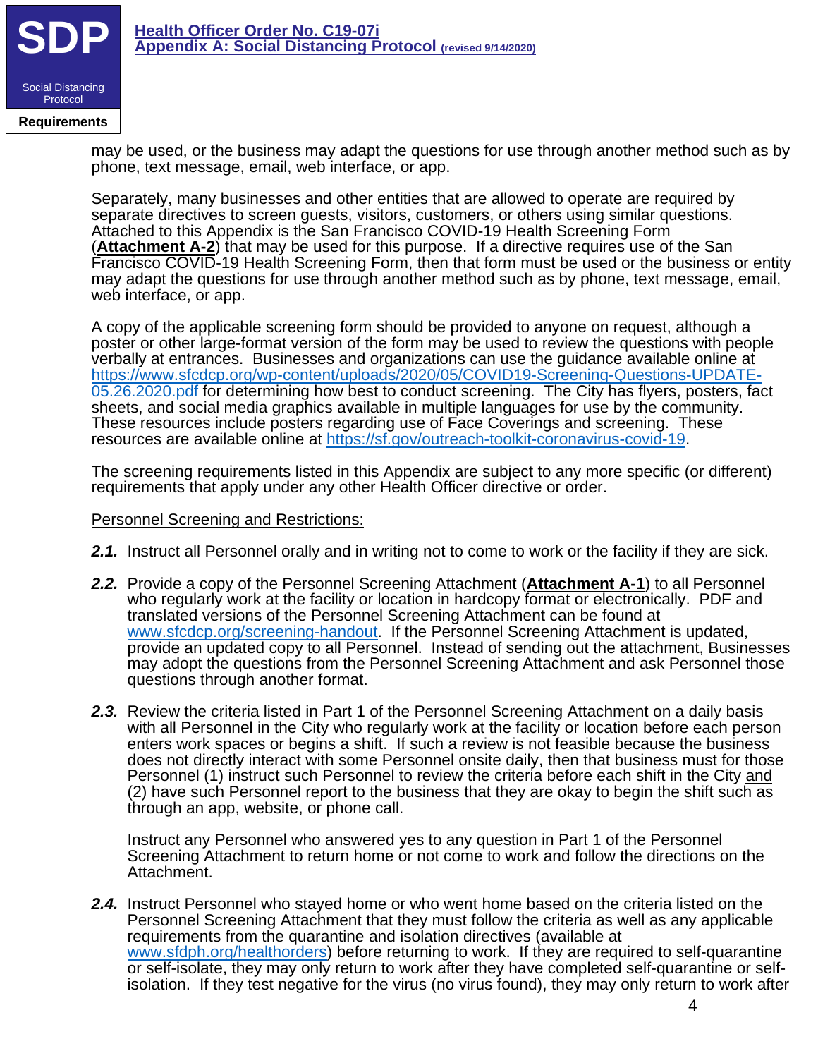may be used, or the business may adapt the questions for use through another method such as by phone, text message, email, web interface, or app.

Separately, many businesses and other entities that are allowed to operate are required by separate directives to screen guests, visitors, customers, or others using similar questions. Attached to this Appendix is the San Francisco COVID-19 Health Screening Form (**Attachment A-2**) that may be used for this purpose. If a directive requires use of the San Francisco COVID-19 Health Screening Form, then that form must be used or the business or entity may adapt the questions for use through another method such as by phone, text message, email, web interface, or app.

A copy of the applicable screening form should be provided to anyone on request, although a poster or other large-format version of the form may be used to review the questions with people verbally at entrances. Businesses and organizations can use the guidance available online at https://www.sfcdcp.org/wp-content/uploads/2020/05/COVID19-Screening-Questions-UPDATE-05.26.2020.pdf for determining how best to conduct screening. The City has flyers, posters, fact sheets, and social media graphics available in multiple languages for use by the community. These resources include posters regarding use of Face Coverings and screening. These resources are available online at https://sf.gov/outreach-toolkit-coronavirus-covid-19.

The screening requirements listed in this Appendix are subject to any more specific (or different) requirements that apply under any other Health Officer directive or order.

Personnel Screening and Restrictions:

***2.1.*** Instruct all Personnel orally and in writing not to come to work or the facility if they are sick.

***2.2.*** Provide a copy of the Personnel Screening Attachment (**Attachment A-1**) to all Personnel who regularly work at the facility or location in hardcopy format or electronically. PDF and translated versions of the Personnel Screening Attachment can be found at www.sfcdcp.org/screening-handout. If the Personnel Screening Attachment is updated, provide an updated copy to all Personnel. Instead of sending out the attachment, Businesses may adopt the questions from the Personnel Screening Attachment and ask Personnel those questions through another format.

***2.3.*** Review the criteria listed in Part 1 of the Personnel Screening Attachment on a daily basis with all Personnel in the City who regularly work at the facility or location before each person enters work spaces or begins a shift. If such a review is not feasible because the business does not directly interact with some Personnel onsite daily, then that business must for those Personnel (1) instruct such Personnel to review the criteria before each shift in the City and (2) have such Personnel report to the business that they are okay to begin the shift such as through an app, website, or phone call.

Instruct any Personnel who answered yes to any question in Part 1 of the Personnel Screening Attachment to return home or not come to work and follow the directions on the Attachment.

***2.4.*** Instruct Personnel who stayed home or who went home based on the criteria listed on the Personnel Screening Attachment that they must follow the criteria as well as any applicable requirements from the quarantine and isolation directives (available at www.sfdph.org/healthorders) before returning to work. If they are required to self-quarantine or self-isolate, they may only return to work after they have completed self-quarantine or self-isolation. If they test negative for the virus (no virus found), they may only return to work after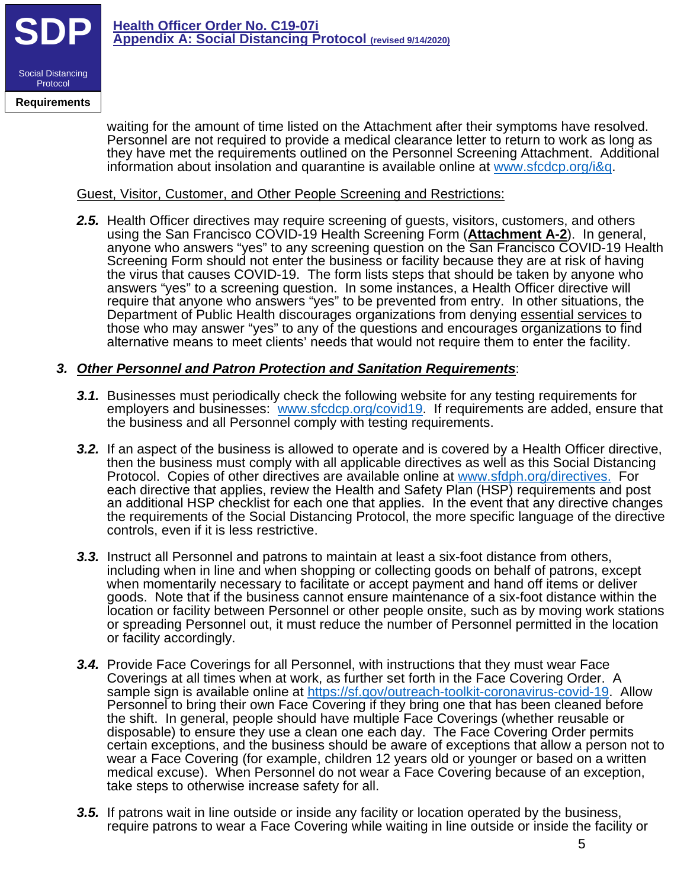waiting for the amount of time listed on the Attachment after their symptoms have resolved. Personnel are not required to provide a medical clearance letter to return to work as long as they have met the requirements outlined on the Personnel Screening Attachment. Additional information about insolation and quarantine is available online at www.sfcdcp.org/i&q.

Guest, Visitor, Customer, and Other People Screening and Restrictions:

***2.5.*** Health Officer directives may require screening of guests, visitors, customers, and others using the San Francisco COVID-19 Health Screening Form (**Attachment A-2**). In general, anyone who answers "yes" to any screening question on the San Francisco COVID-19 Health Screening Form should not enter the business or facility because they are at risk of having the virus that causes COVID-19. The form lists steps that should be taken by anyone who answers "yes" to a screening question. In some instances, a Health Officer directive will require that anyone who answers "yes" to be prevented from entry. In other situations, the Department of Public Health discourages organizations from denying essential services to those who may answer "yes" to any of the questions and encourages organizations to find alternative means to meet clients' needs that would not require them to enter the facility.

## 3. ***Other Personnel and Patron Protection and Sanitation Requirements***:

***3.1.*** Businesses must periodically check the following website for any testing requirements for employers and businesses: www.sfcdcp.org/covid19. If requirements are added, ensure that the business and all Personnel comply with testing requirements.

***3.2.*** If an aspect of the business is allowed to operate and is covered by a Health Officer directive, then the business must comply with all applicable directives as well as this Social Distancing Protocol. Copies of other directives are available online at www.sfdph.org/directives. For each directive that applies, review the Health and Safety Plan (HSP) requirements and post an additional HSP checklist for each one that applies. In the event that any directive changes the requirements of the Social Distancing Protocol, the more specific language of the directive controls, even if it is less restrictive.

***3.3.*** Instruct all Personnel and patrons to maintain at least a six-foot distance from others, including when in line and when shopping or collecting goods on behalf of patrons, except when momentarily necessary to facilitate or accept payment and hand off items or deliver goods. Note that if the business cannot ensure maintenance of a six-foot distance within the location or facility between Personnel or other people onsite, such as by moving work stations or spreading Personnel out, it must reduce the number of Personnel permitted in the location or facility accordingly.

***3.4.*** Provide Face Coverings for all Personnel, with instructions that they must wear Face Coverings at all times when at work, as further set forth in the Face Covering Order. A sample sign is available online at https://sf.gov/outreach-toolkit-coronavirus-covid-19. Allow Personnel to bring their own Face Covering if they bring one that has been cleaned before the shift. In general, people should have multiple Face Coverings (whether reusable or disposable) to ensure they use a clean one each day. The Face Covering Order permits certain exceptions, and the business should be aware of exceptions that allow a person not to wear a Face Covering (for example, children 12 years old or younger or based on a written medical excuse). When Personnel do not wear a Face Covering because of an exception, take steps to otherwise increase safety for all.

***3.5.*** If patrons wait in line outside or inside any facility or location operated by the business, require patrons to wear a Face Covering while waiting in line outside or inside the facility or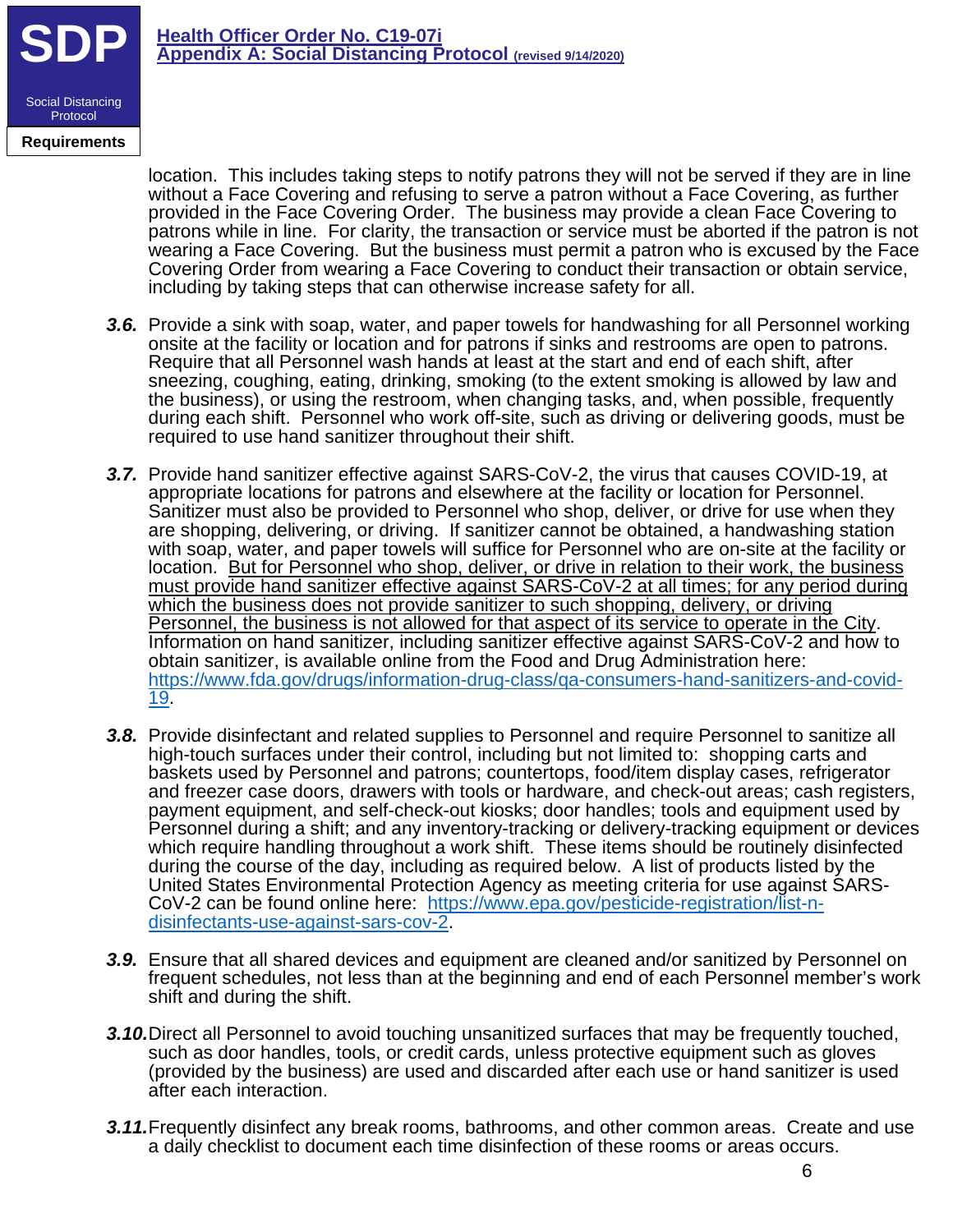location. This includes taking steps to notify patrons they will not be served if they are in line without a Face Covering and refusing to serve a patron without a Face Covering, as further provided in the Face Covering Order. The business may provide a clean Face Covering to patrons while in line. For clarity, the transaction or service must be aborted if the patron is not wearing a Face Covering. But the business must permit a patron who is excused by the Face Covering Order from wearing a Face Covering to conduct their transaction or obtain service, including by taking steps that can otherwise increase safety for all.

***3.6.*** Provide a sink with soap, water, and paper towels for handwashing for all Personnel working onsite at the facility or location and for patrons if sinks and restrooms are open to patrons. Require that all Personnel wash hands at least at the start and end of each shift, after sneezing, coughing, eating, drinking, smoking (to the extent smoking is allowed by law and the business), or using the restroom, when changing tasks, and, when possible, frequently during each shift. Personnel who work off-site, such as driving or delivering goods, must be required to use hand sanitizer throughout their shift.

***3.7.*** Provide hand sanitizer effective against SARS-CoV-2, the virus that causes COVID-19, at appropriate locations for patrons and elsewhere at the facility or location for Personnel. Sanitizer must also be provided to Personnel who shop, deliver, or drive for use when they are shopping, delivering, or driving. If sanitizer cannot be obtained, a handwashing station with soap, water, and paper towels will suffice for Personnel who are on-site at the facility or location. <u>But for Personnel who shop, deliver, or drive in relation to their work, the business must provide hand sanitizer effective against SARS-CoV-2 at all times; for any period during which the business does not provide sanitizer to such shopping, delivery, or driving Personnel, the business is not allowed for that aspect of its service to operate in the City</u>. Information on hand sanitizer, including sanitizer effective against SARS-CoV-2 and how to obtain sanitizer, is available online from the Food and Drug Administration here: https://www.fda.gov/drugs/information-drug-class/qa-consumers-hand-sanitizers-and-covid-19.

***3.8.*** Provide disinfectant and related supplies to Personnel and require Personnel to sanitize all high-touch surfaces under their control, including but not limited to: shopping carts and baskets used by Personnel and patrons; countertops, food/item display cases, refrigerator and freezer case doors, drawers with tools or hardware, and check-out areas; cash registers, payment equipment, and self-check-out kiosks; door handles; tools and equipment used by Personnel during a shift; and any inventory-tracking or delivery-tracking equipment or devices which require handling throughout a work shift. These items should be routinely disinfected during the course of the day, including as required below. A list of products listed by the United States Environmental Protection Agency as meeting criteria for use against SARS-CoV-2 can be found online here: https://www.epa.gov/pesticide-registration/list-n-disinfectants-use-against-sars-cov-2.

***3.9.*** Ensure that all shared devices and equipment are cleaned and/or sanitized by Personnel on frequent schedules, not less than at the beginning and end of each Personnel member's work shift and during the shift.

***3.10.*** Direct all Personnel to avoid touching unsanitized surfaces that may be frequently touched, such as door handles, tools, or credit cards, unless protective equipment such as gloves (provided by the business) are used and discarded after each use or hand sanitizer is used after each interaction.

***3.11.*** Frequently disinfect any break rooms, bathrooms, and other common areas. Create and use a daily checklist to document each time disinfection of these rooms or areas occurs.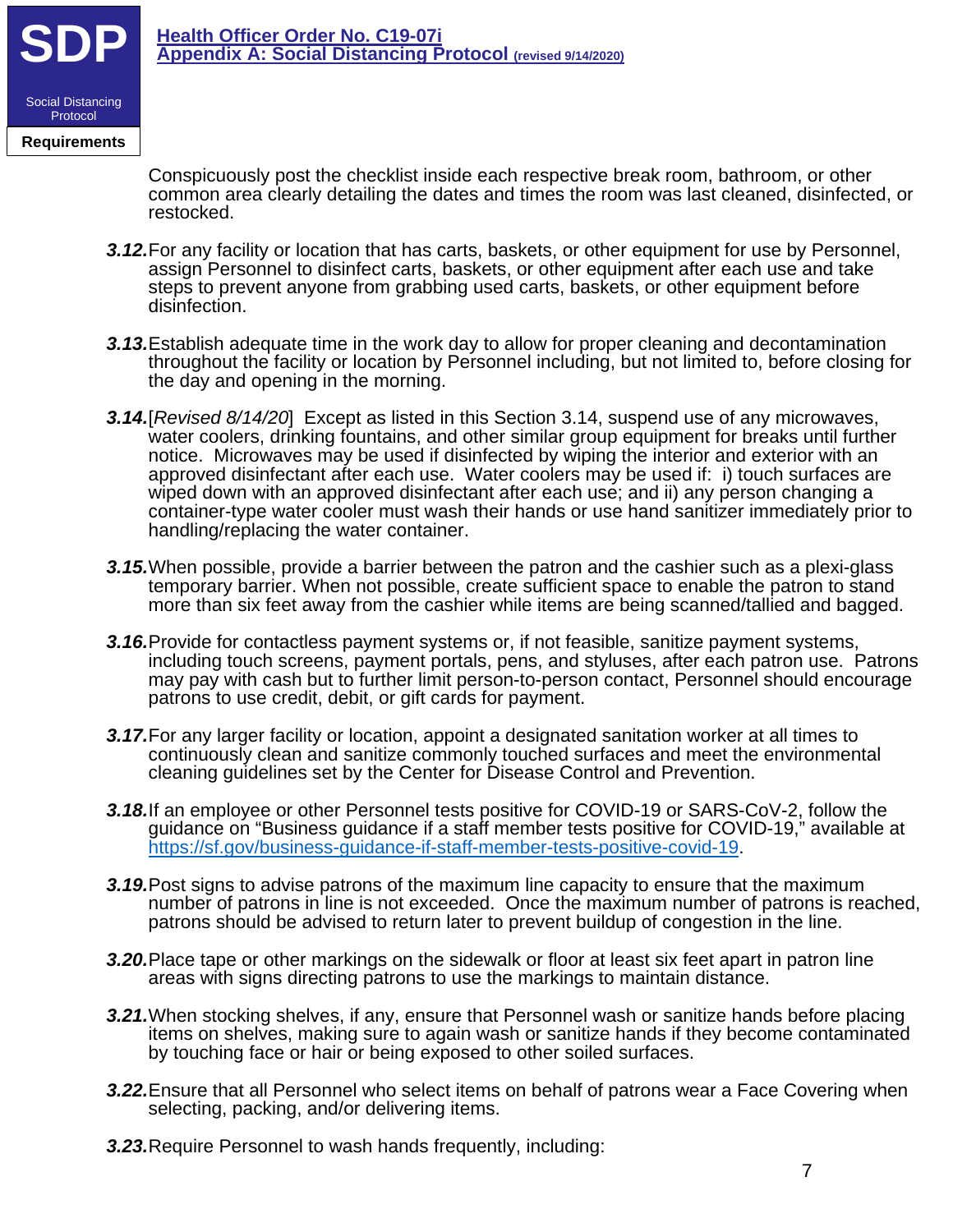Conspicuously post the checklist inside each respective break room, bathroom, or other common area clearly detailing the dates and times the room was last cleaned, disinfected, or restocked.

***3.12.*** For any facility or location that has carts, baskets, or other equipment for use by Personnel, assign Personnel to disinfect carts, baskets, or other equipment after each use and take steps to prevent anyone from grabbing used carts, baskets, or other equipment before disinfection.

***3.13.*** Establish adequate time in the work day to allow for proper cleaning and decontamination throughout the facility or location by Personnel including, but not limited to, before closing for the day and opening in the morning.

***3.14.*** [*Revised 8/14/20*] Except as listed in this Section 3.14, suspend use of any microwaves, water coolers, drinking fountains, and other similar group equipment for breaks until further notice. Microwaves may be used if disinfected by wiping the interior and exterior with an approved disinfectant after each use. Water coolers may be used if: i) touch surfaces are wiped down with an approved disinfectant after each use; and ii) any person changing a container-type water cooler must wash their hands or use hand sanitizer immediately prior to handling/replacing the water container.

***3.15.*** When possible, provide a barrier between the patron and the cashier such as a plexi-glass temporary barrier. When not possible, create sufficient space to enable the patron to stand more than six feet away from the cashier while items are being scanned/tallied and bagged.

***3.16.*** Provide for contactless payment systems or, if not feasible, sanitize payment systems, including touch screens, payment portals, pens, and styluses, after each patron use. Patrons may pay with cash but to further limit person-to-person contact, Personnel should encourage patrons to use credit, debit, or gift cards for payment.

***3.17.*** For any larger facility or location, appoint a designated sanitation worker at all times to continuously clean and sanitize commonly touched surfaces and meet the environmental cleaning guidelines set by the Center for Disease Control and Prevention.

***3.18.*** If an employee or other Personnel tests positive for COVID-19 or SARS-CoV-2, follow the guidance on "Business guidance if a staff member tests positive for COVID-19," available at [https://sf.gov/business-guidance-if-staff-member-tests-positive-covid-19](https://sf.gov/business-guidance-if-staff-member-tests-positive-covid-19).

***3.19.*** Post signs to advise patrons of the maximum line capacity to ensure that the maximum number of patrons in line is not exceeded. Once the maximum number of patrons is reached, patrons should be advised to return later to prevent buildup of congestion in the line.

***3.20.*** Place tape or other markings on the sidewalk or floor at least six feet apart in patron line areas with signs directing patrons to use the markings to maintain distance.

***3.21.*** When stocking shelves, if any, ensure that Personnel wash or sanitize hands before placing items on shelves, making sure to again wash or sanitize hands if they become contaminated by touching face or hair or being exposed to other soiled surfaces.

***3.22.*** Ensure that all Personnel who select items on behalf of patrons wear a Face Covering when selecting, packing, and/or delivering items.

***3.23.*** Require Personnel to wash hands frequently, including: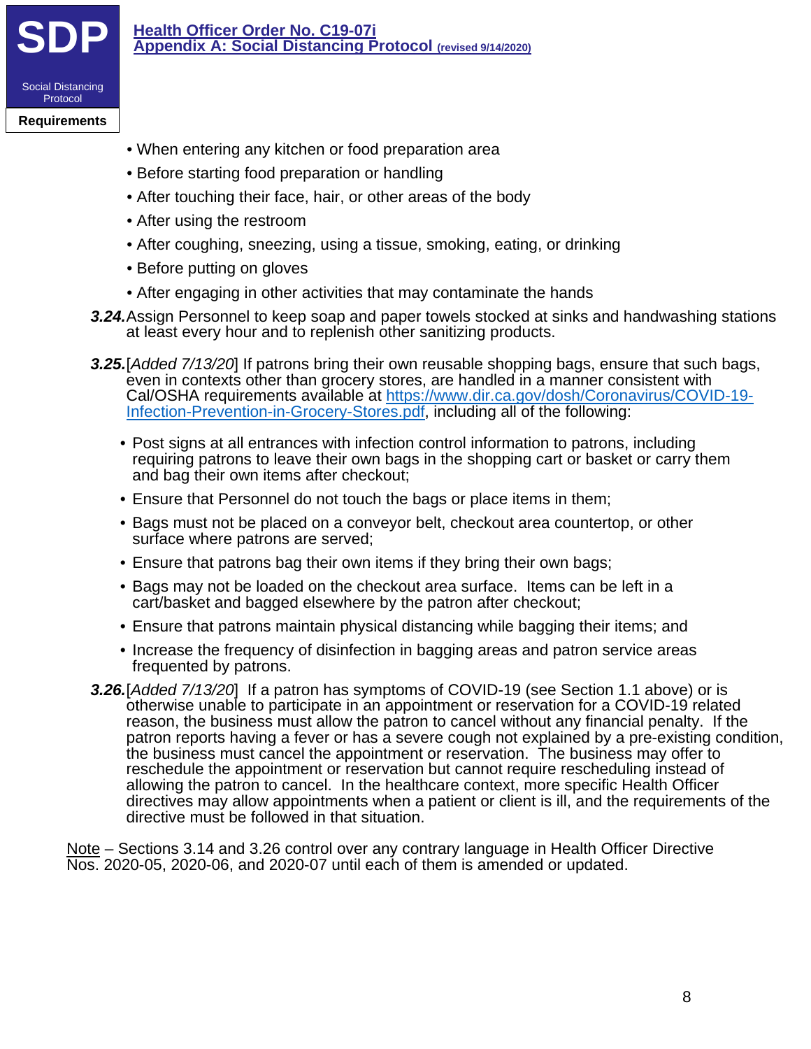- When entering any kitchen or food preparation area
- Before starting food preparation or handling
- After touching their face, hair, or other areas of the body
- After using the restroom
- After coughing, sneezing, using a tissue, smoking, eating, or drinking
- Before putting on gloves
- After engaging in other activities that may contaminate the hands

***3.24.*** Assign Personnel to keep soap and paper towels stocked at sinks and handwashing stations at least every hour and to replenish other sanitizing products.

***3.25.*** [*Added 7/13/20*] If patrons bring their own reusable shopping bags, ensure that such bags, even in contexts other than grocery stores, are handled in a manner consistent with Cal/OSHA requirements available at [https://www.dir.ca.gov/dosh/Coronavirus/COVID-19-Infection-Prevention-in-Grocery-Stores.pdf](https://www.dir.ca.gov/dosh/Coronavirus/COVID-19-Infection-Prevention-in-Grocery-Stores.pdf), including all of the following:

- Post signs at all entrances with infection control information to patrons, including requiring patrons to leave their own bags in the shopping cart or basket or carry them and bag their own items after checkout;
- Ensure that Personnel do not touch the bags or place items in them;
- Bags must not be placed on a conveyor belt, checkout area countertop, or other surface where patrons are served;
- Ensure that patrons bag their own items if they bring their own bags;
- Bags may not be loaded on the checkout area surface. Items can be left in a cart/basket and bagged elsewhere by the patron after checkout;
- Ensure that patrons maintain physical distancing while bagging their items; and
- Increase the frequency of disinfection in bagging areas and patron service areas frequented by patrons.

***3.26.*** [*Added 7/13/20*] If a patron has symptoms of COVID-19 (see Section 1.1 above) or is otherwise unable to participate in an appointment or reservation for a COVID-19 related reason, the business must allow the patron to cancel without any financial penalty. If the patron reports having a fever or has a severe cough not explained by a pre-existing condition, the business must cancel the appointment or reservation. The business may offer to reschedule the appointment or reservation but cannot require rescheduling instead of allowing the patron to cancel. In the healthcare context, more specific Health Officer directives may allow appointments when a patient or client is ill, and the requirements of the directive must be followed in that situation.

<u>Note</u> – Sections 3.14 and 3.26 control over any contrary language in Health Officer Directive Nos. 2020-05, 2020-06, and 2020-07 until each of them is amended or updated.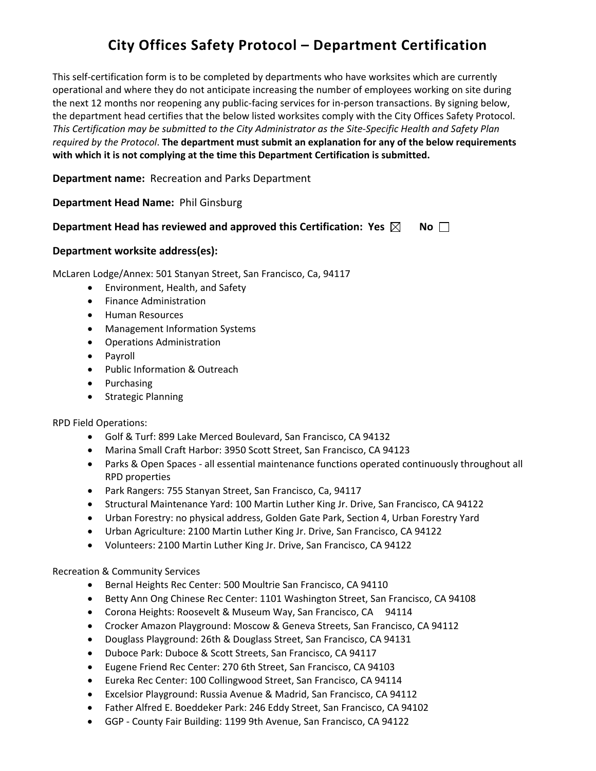# City Offices Safety Protocol – Department Certification

This self-certification form is to be completed by departments who have worksites which are currently operational and where they do not anticipate increasing the number of employees working on site during the next 12 months nor reopening any public-facing services for in-person transactions. By signing below, the department head certifies that the below listed worksites comply with the City Offices Safety Protocol. *This Certification may be submitted to the City Administrator as the Site-Specific Health and Safety Plan required by the Protocol*. **The department must submit an explanation for any of the below requirements with which it is not complying at the time this Department Certification is submitted.**

**Department name:** Recreation and Parks Department

**Department Head Name:** Phil Ginsburg

**Department Head has reviewed and approved this Certification: Yes** ☒ **No** ☐

**Department worksite address(es):**

McLaren Lodge/Annex: 501 Stanyan Street, San Francisco, Ca, 94117

- Environment, Health, and Safety
- Finance Administration
- Human Resources
- Management Information Systems
- Operations Administration
- Payroll
- Public Information & Outreach
- Purchasing
- Strategic Planning

RPD Field Operations:

- Golf & Turf: 899 Lake Merced Boulevard, San Francisco, CA 94132
- Marina Small Craft Harbor: 3950 Scott Street, San Francisco, CA 94123
- Parks & Open Spaces - all essential maintenance functions operated continuously throughout all RPD properties
- Park Rangers: 755 Stanyan Street, San Francisco, Ca, 94117
- Structural Maintenance Yard: 100 Martin Luther King Jr. Drive, San Francisco, CA 94122
- Urban Forestry: no physical address, Golden Gate Park, Section 4, Urban Forestry Yard
- Urban Agriculture: 2100 Martin Luther King Jr. Drive, San Francisco, CA 94122
- Volunteers: 2100 Martin Luther King Jr. Drive, San Francisco, CA 94122

Recreation & Community Services

- Bernal Heights Rec Center: 500 Moultrie San Francisco, CA 94110
- Betty Ann Ong Chinese Rec Center: 1101 Washington Street, San Francisco, CA 94108
- Corona Heights: Roosevelt & Museum Way, San Francisco, CA 94114
- Crocker Amazon Playground: Moscow & Geneva Streets, San Francisco, CA 94112
- Douglass Playground: 26th & Douglass Street, San Francisco, CA 94131
- Duboce Park: Duboce & Scott Streets, San Francisco, CA 94117
- Eugene Friend Rec Center: 270 6th Street, San Francisco, CA 94103
- Eureka Rec Center: 100 Collingwood Street, San Francisco, CA 94114
- Excelsior Playground: Russia Avenue & Madrid, San Francisco, CA 94112
- Father Alfred E. Boeddeker Park: 246 Eddy Street, San Francisco, CA 94102
- GGP - County Fair Building: 1199 9th Avenue, San Francisco, CA 94122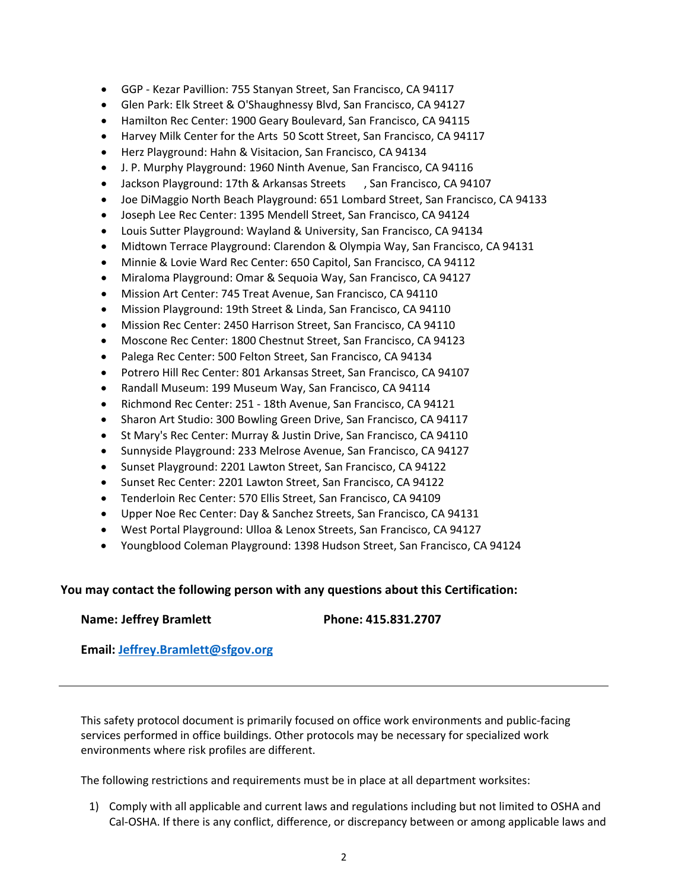- GGP - Kezar Pavillion: 755 Stanyan Street, San Francisco, CA 94117
- Glen Park: Elk Street & O'Shaughnessy Blvd, San Francisco, CA 94127
- Hamilton Rec Center: 1900 Geary Boulevard, San Francisco, CA 94115
- Harvey Milk Center for the Arts 50 Scott Street, San Francisco, CA 94117
- Herz Playground: Hahn & Visitacion, San Francisco, CA 94134
- J. P. Murphy Playground: 1960 Ninth Avenue, San Francisco, CA 94116
- Jackson Playground: 17th & Arkansas Streets , San Francisco, CA 94107
- Joe DiMaggio North Beach Playground: 651 Lombard Street, San Francisco, CA 94133
- Joseph Lee Rec Center: 1395 Mendell Street, San Francisco, CA 94124
- Louis Sutter Playground: Wayland & University, San Francisco, CA 94134
- Midtown Terrace Playground: Clarendon & Olympia Way, San Francisco, CA 94131
- Minnie & Lovie Ward Rec Center: 650 Capitol, San Francisco, CA 94112
- Miraloma Playground: Omar & Sequoia Way, San Francisco, CA 94127
- Mission Art Center: 745 Treat Avenue, San Francisco, CA 94110
- Mission Playground: 19th Street & Linda, San Francisco, CA 94110
- Mission Rec Center: 2450 Harrison Street, San Francisco, CA 94110
- Moscone Rec Center: 1800 Chestnut Street, San Francisco, CA 94123
- Palega Rec Center: 500 Felton Street, San Francisco, CA 94134
- Potrero Hill Rec Center: 801 Arkansas Street, San Francisco, CA 94107
- Randall Museum: 199 Museum Way, San Francisco, CA 94114
- Richmond Rec Center: 251 - 18th Avenue, San Francisco, CA 94121
- Sharon Art Studio: 300 Bowling Green Drive, San Francisco, CA 94117
- St Mary's Rec Center: Murray & Justin Drive, San Francisco, CA 94110
- Sunnyside Playground: 233 Melrose Avenue, San Francisco, CA 94127
- Sunset Playground: 2201 Lawton Street, San Francisco, CA 94122
- Sunset Rec Center: 2201 Lawton Street, San Francisco, CA 94122
- Tenderloin Rec Center: 570 Ellis Street, San Francisco, CA 94109
- Upper Noe Rec Center: Day & Sanchez Streets, San Francisco, CA 94131
- West Portal Playground: Ulloa & Lenox Streets, San Francisco, CA 94127
- Youngblood Coleman Playground: 1398 Hudson Street, San Francisco, CA 94124

**You may contact the following person with any questions about this Certification:**

**Name: Jeffrey Bramlett** **Phone: 415.831.2707**

**Email: Jeffrey.Bramlett@sfgov.org**

---

This safety protocol document is primarily focused on office work environments and public-facing services performed in office buildings. Other protocols may be necessary for specialized work environments where risk profiles are different.

The following restrictions and requirements must be in place at all department worksites:

1) Comply with all applicable and current laws and regulations including but not limited to OSHA and Cal-OSHA. If there is any conflict, difference, or discrepancy between or among applicable laws and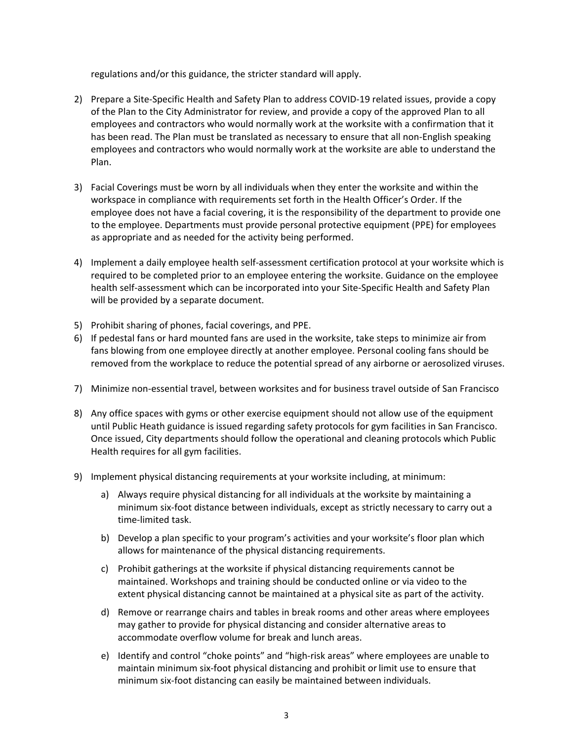regulations and/or this guidance, the stricter standard will apply.

2) Prepare a Site-Specific Health and Safety Plan to address COVID-19 related issues, provide a copy of the Plan to the City Administrator for review, and provide a copy of the approved Plan to all employees and contractors who would normally work at the worksite with a confirmation that it has been read. The Plan must be translated as necessary to ensure that all non-English speaking employees and contractors who would normally work at the worksite are able to understand the Plan.

3) Facial Coverings must be worn by all individuals when they enter the worksite and within the workspace in compliance with requirements set forth in the Health Officer's Order. If the employee does not have a facial covering, it is the responsibility of the department to provide one to the employee. Departments must provide personal protective equipment (PPE) for employees as appropriate and as needed for the activity being performed.

4) Implement a daily employee health self-assessment certification protocol at your worksite which is required to be completed prior to an employee entering the worksite. Guidance on the employee health self-assessment which can be incorporated into your Site-Specific Health and Safety Plan will be provided by a separate document.

5) Prohibit sharing of phones, facial coverings, and PPE.

6) If pedestal fans or hard mounted fans are used in the worksite, take steps to minimize air from fans blowing from one employee directly at another employee. Personal cooling fans should be removed from the workplace to reduce the potential spread of any airborne or aerosolized viruses.

7) Minimize non-essential travel, between worksites and for business travel outside of San Francisco

8) Any office spaces with gyms or other exercise equipment should not allow use of the equipment until Public Heath guidance is issued regarding safety protocols for gym facilities in San Francisco. Once issued, City departments should follow the operational and cleaning protocols which Public Health requires for all gym facilities.

9) Implement physical distancing requirements at your worksite including, at minimum:

   a) Always require physical distancing for all individuals at the worksite by maintaining a minimum six-foot distance between individuals, except as strictly necessary to carry out a time-limited task.

   b) Develop a plan specific to your program's activities and your worksite's floor plan which allows for maintenance of the physical distancing requirements.

   c) Prohibit gatherings at the worksite if physical distancing requirements cannot be maintained. Workshops and training should be conducted online or via video to the extent physical distancing cannot be maintained at a physical site as part of the activity.

   d) Remove or rearrange chairs and tables in break rooms and other areas where employees may gather to provide for physical distancing and consider alternative areas to accommodate overflow volume for break and lunch areas.

   e) Identify and control "choke points" and "high-risk areas" where employees are unable to maintain minimum six-foot physical distancing and prohibit or limit use to ensure that minimum six-foot distancing can easily be maintained between individuals.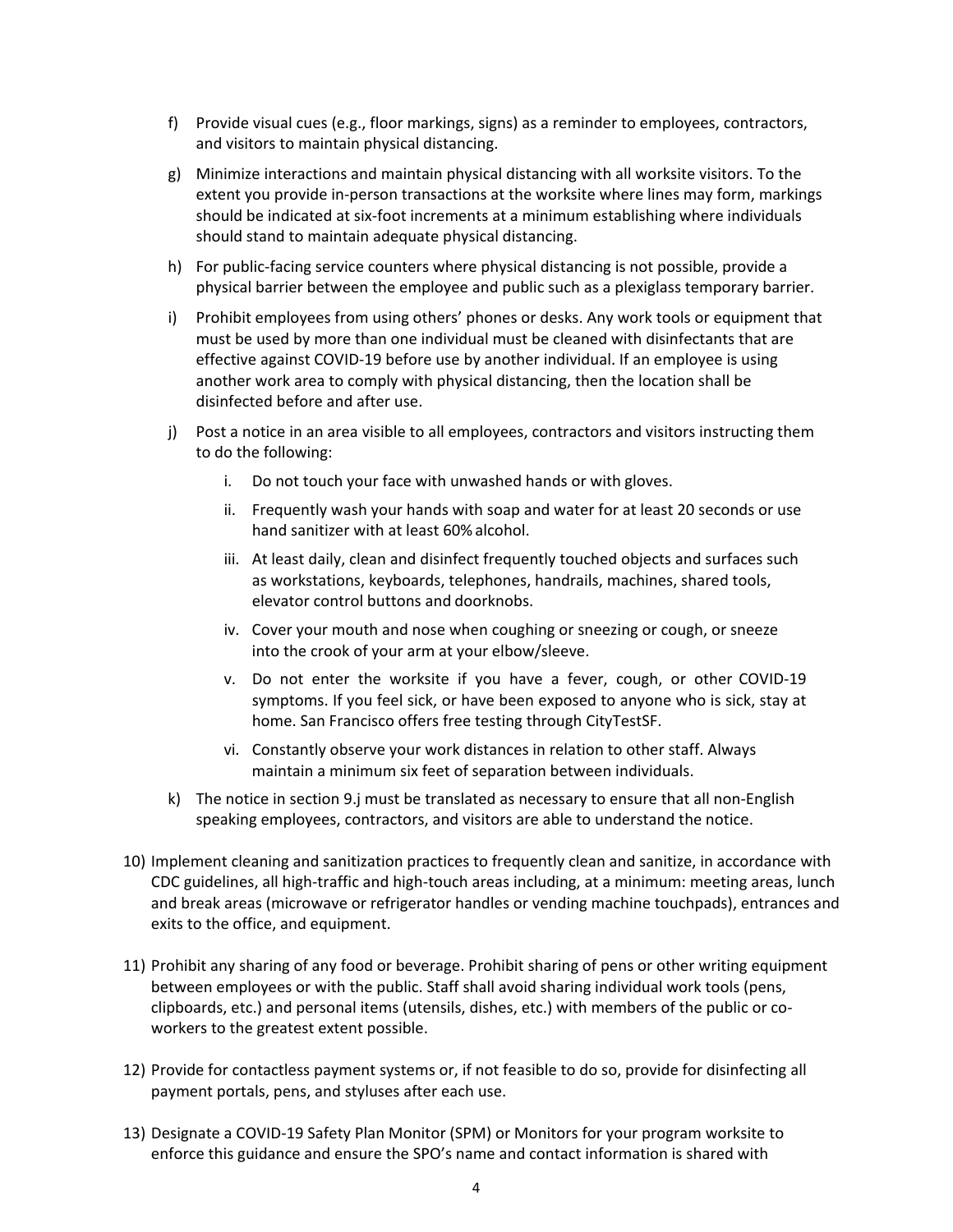f) Provide visual cues (e.g., floor markings, signs) as a reminder to employees, contractors, and visitors to maintain physical distancing.

g) Minimize interactions and maintain physical distancing with all worksite visitors. To the extent you provide in-person transactions at the worksite where lines may form, markings should be indicated at six-foot increments at a minimum establishing where individuals should stand to maintain adequate physical distancing.

h) For public-facing service counters where physical distancing is not possible, provide a physical barrier between the employee and public such as a plexiglass temporary barrier.

i) Prohibit employees from using others' phones or desks. Any work tools or equipment that must be used by more than one individual must be cleaned with disinfectants that are effective against COVID-19 before use by another individual. If an employee is using another work area to comply with physical distancing, then the location shall be disinfected before and after use.

j) Post a notice in an area visible to all employees, contractors and visitors instructing them to do the following:

   i. Do not touch your face with unwashed hands or with gloves.

   ii. Frequently wash your hands with soap and water for at least 20 seconds or use hand sanitizer with at least 60% alcohol.

   iii. At least daily, clean and disinfect frequently touched objects and surfaces such as workstations, keyboards, telephones, handrails, machines, shared tools, elevator control buttons and doorknobs.

   iv. Cover your mouth and nose when coughing or sneezing or cough, or sneeze into the crook of your arm at your elbow/sleeve.

   v. Do not enter the worksite if you have a fever, cough, or other COVID-19 symptoms. If you feel sick, or have been exposed to anyone who is sick, stay at home. San Francisco offers free testing through CityTestSF.

   vi. Constantly observe your work distances in relation to other staff. Always maintain a minimum six feet of separation between individuals.

k) The notice in section 9.j must be translated as necessary to ensure that all non-English speaking employees, contractors, and visitors are able to understand the notice.

10) Implement cleaning and sanitization practices to frequently clean and sanitize, in accordance with CDC guidelines, all high-traffic and high-touch areas including, at a minimum: meeting areas, lunch and break areas (microwave or refrigerator handles or vending machine touchpads), entrances and exits to the office, and equipment.

11) Prohibit any sharing of any food or beverage. Prohibit sharing of pens or other writing equipment between employees or with the public. Staff shall avoid sharing individual work tools (pens, clipboards, etc.) and personal items (utensils, dishes, etc.) with members of the public or co-workers to the greatest extent possible.

12) Provide for contactless payment systems or, if not feasible to do so, provide for disinfecting all payment portals, pens, and styluses after each use.

13) Designate a COVID-19 Safety Plan Monitor (SPM) or Monitors for your program worksite to enforce this guidance and ensure the SPO's name and contact information is shared with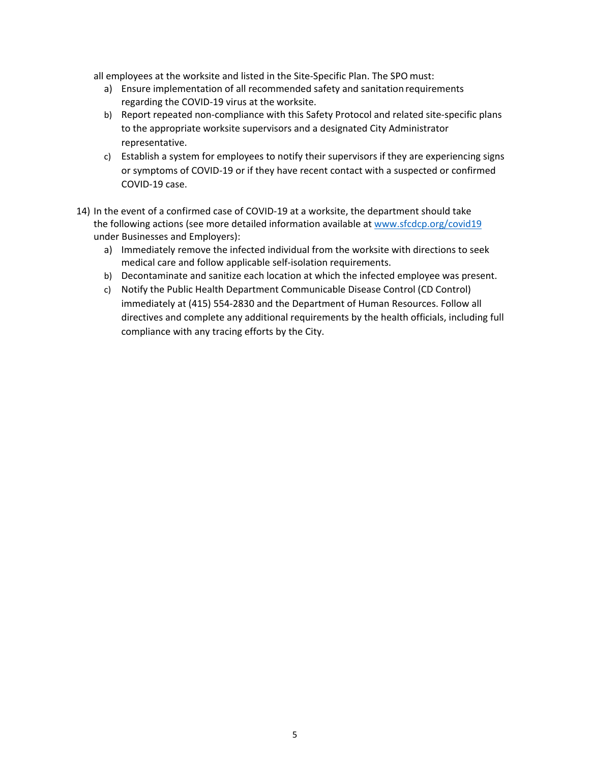all employees at the worksite and listed in the Site-Specific Plan. The SPO must:

   a) Ensure implementation of all recommended safety and sanitation requirements regarding the COVID-19 virus at the worksite.
   b) Report repeated non-compliance with this Safety Protocol and related site-specific plans to the appropriate worksite supervisors and a designated City Administrator representative.
   c) Establish a system for employees to notify their supervisors if they are experiencing signs or symptoms of COVID-19 or if they have recent contact with a suspected or confirmed COVID-19 case.

14) In the event of a confirmed case of COVID-19 at a worksite, the department should take the following actions (see more detailed information available at [www.sfcdcp.org/covid19](http://www.sfcdcp.org/covid19) under Businesses and Employers):

   a) Immediately remove the infected individual from the worksite with directions to seek medical care and follow applicable self-isolation requirements.
   b) Decontaminate and sanitize each location at which the infected employee was present.
   c) Notify the Public Health Department Communicable Disease Control (CD Control) immediately at (415) 554-2830 and the Department of Human Resources. Follow all directives and complete any additional requirements by the health officials, including full compliance with any tracing efforts by the City.